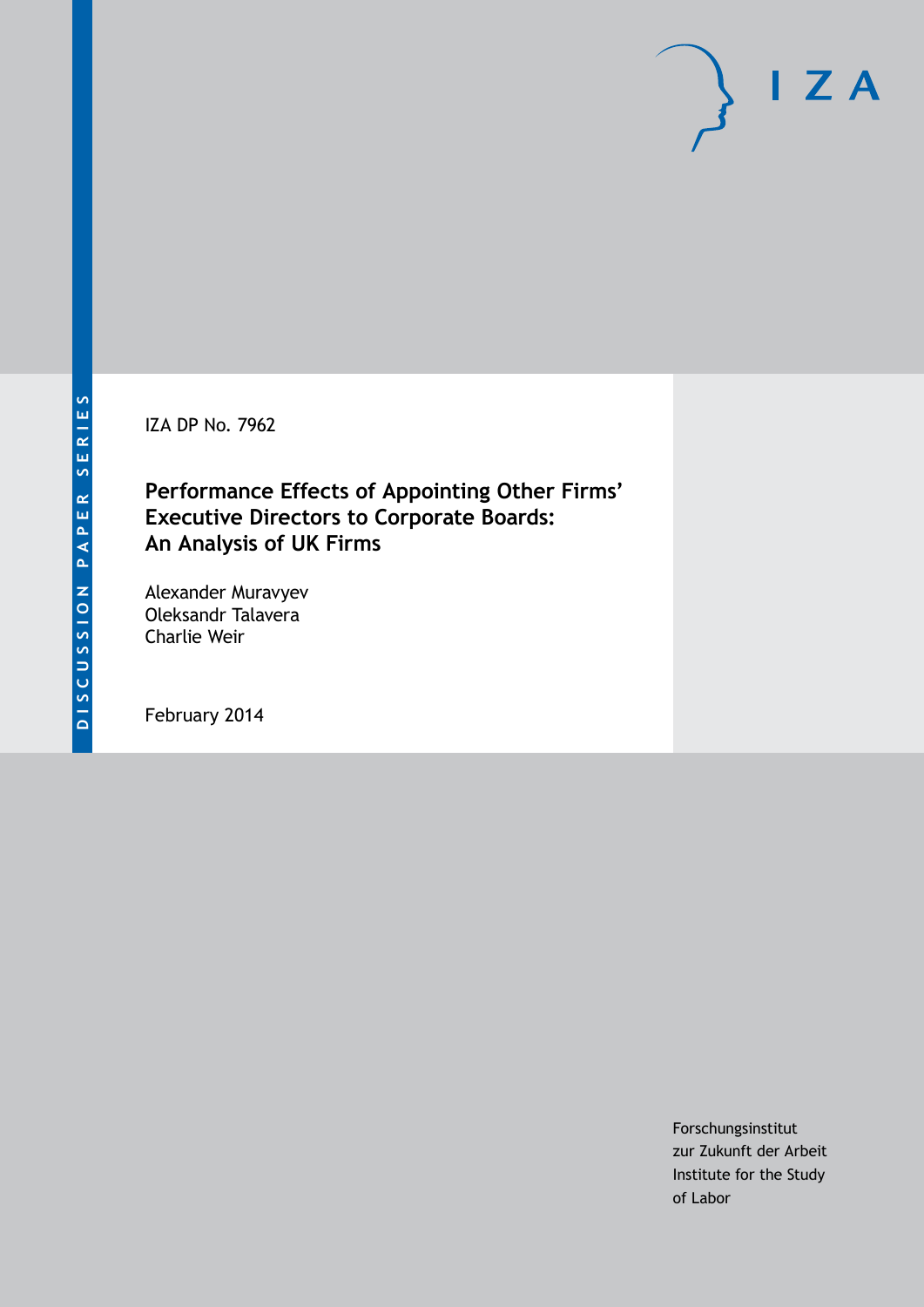DISCUSSION PAPER SERIES

IZA DP No. 7962

# Performance Effects of Appointing Other Firms' Executive Directors to Corporate Boards: An Analysis of UK Firms

Alexander Muravyev
Oleksandr Talavera
Charlie Weir

February 2014

Forschungsinstitut
zur Zukunft der Arbeit
Institute for the Study
of Labor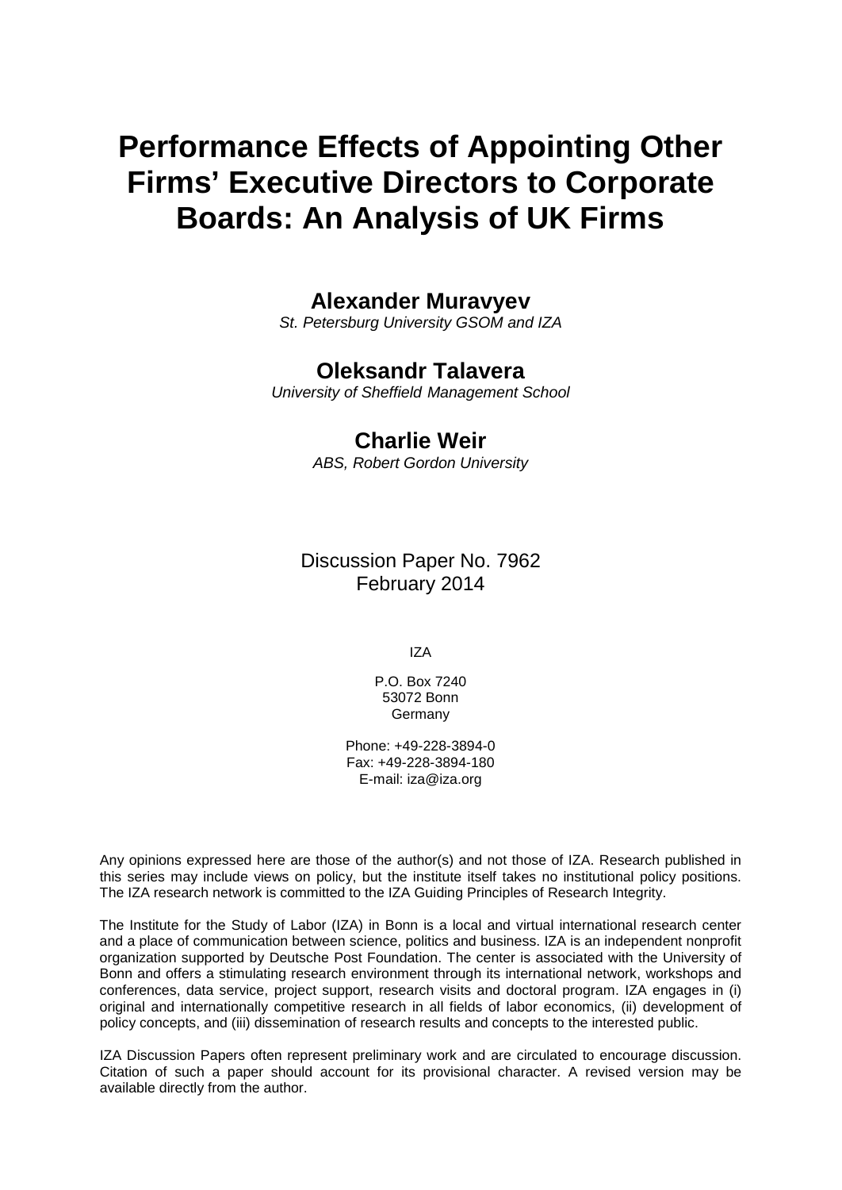# Performance Effects of Appointing Other Firms' Executive Directors to Corporate Boards: An Analysis of UK Firms

**Alexander Muravyev**

*St. Petersburg University GSOM and IZA*

**Oleksandr Talavera**

*University of Sheffield Management School*

**Charlie Weir**

*ABS, Robert Gordon University*

Discussion Paper No. 7962
February 2014

IZA

P.O. Box 7240
53072 Bonn
Germany

Phone: +49-228-3894-0
Fax: +49-228-3894-180
E-mail: iza@iza.org

Any opinions expressed here are those of the author(s) and not those of IZA. Research published in this series may include views on policy, but the institute itself takes no institutional policy positions. The IZA research network is committed to the IZA Guiding Principles of Research Integrity.

The Institute for the Study of Labor (IZA) in Bonn is a local and virtual international research center and a place of communication between science, politics and business. IZA is an independent nonprofit organization supported by Deutsche Post Foundation. The center is associated with the University of Bonn and offers a stimulating research environment through its international network, workshops and conferences, data service, project support, research visits and doctoral program. IZA engages in (i) original and internationally competitive research in all fields of labor economics, (ii) development of policy concepts, and (iii) dissemination of research results and concepts to the interested public.

IZA Discussion Papers often represent preliminary work and are circulated to encourage discussion. Citation of such a paper should account for its provisional character. A revised version may be available directly from the author.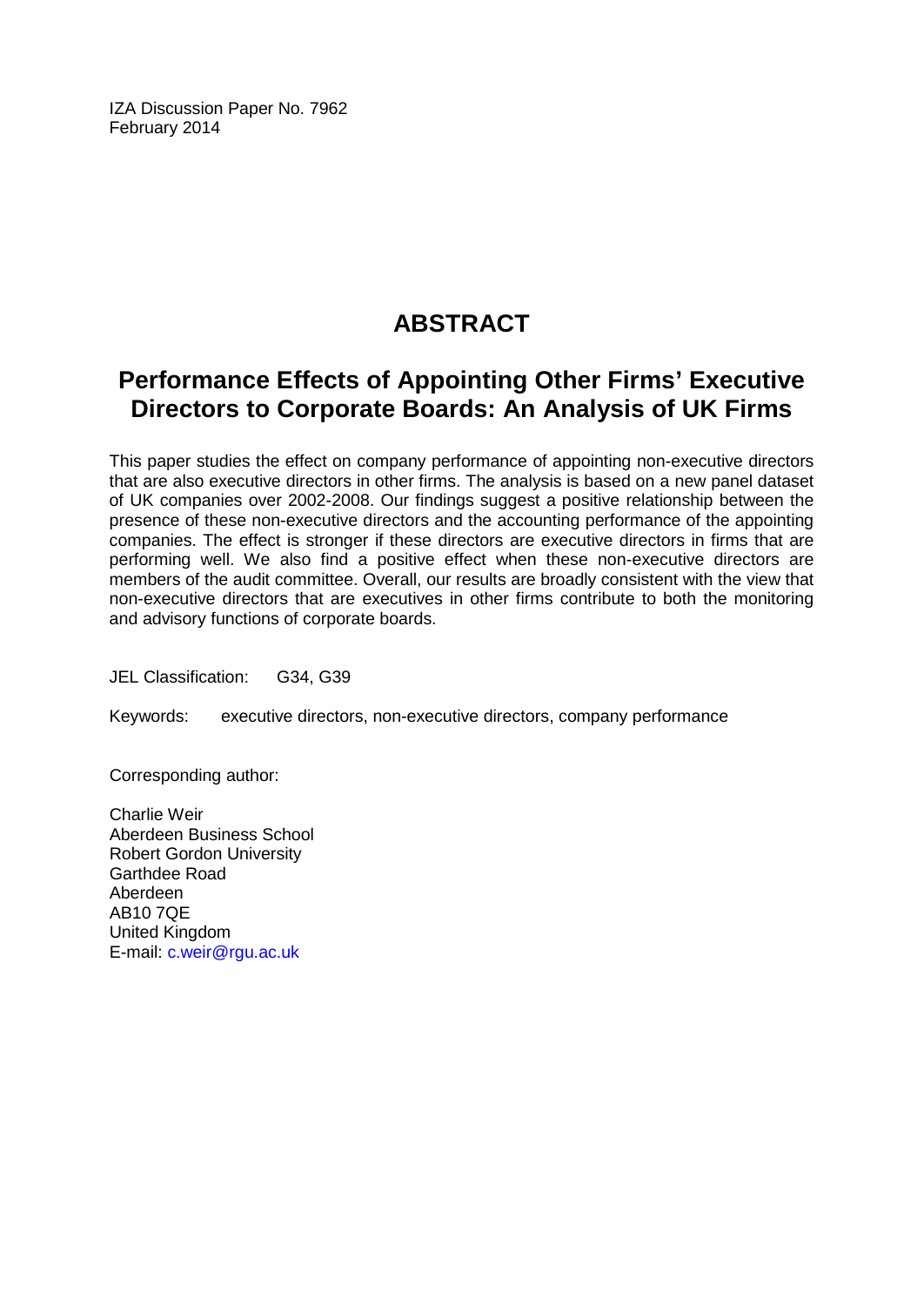IZA Discussion Paper No. 7962
February 2014

# ABSTRACT

## Performance Effects of Appointing Other Firms' Executive Directors to Corporate Boards: An Analysis of UK Firms

This paper studies the effect on company performance of appointing non-executive directors that are also executive directors in other firms. The analysis is based on a new panel dataset of UK companies over 2002-2008. Our findings suggest a positive relationship between the presence of these non-executive directors and the accounting performance of the appointing companies. The effect is stronger if these directors are executive directors in firms that are performing well. We also find a positive effect when these non-executive directors are members of the audit committee. Overall, our results are broadly consistent with the view that non-executive directors that are executives in other firms contribute to both the monitoring and advisory functions of corporate boards.

JEL Classification: G34, G39

Keywords: executive directors, non-executive directors, company performance

Corresponding author:

Charlie Weir
Aberdeen Business School
Robert Gordon University
Garthdee Road
Aberdeen
AB10 7QE
United Kingdom
E-mail: c.weir@rgu.ac.uk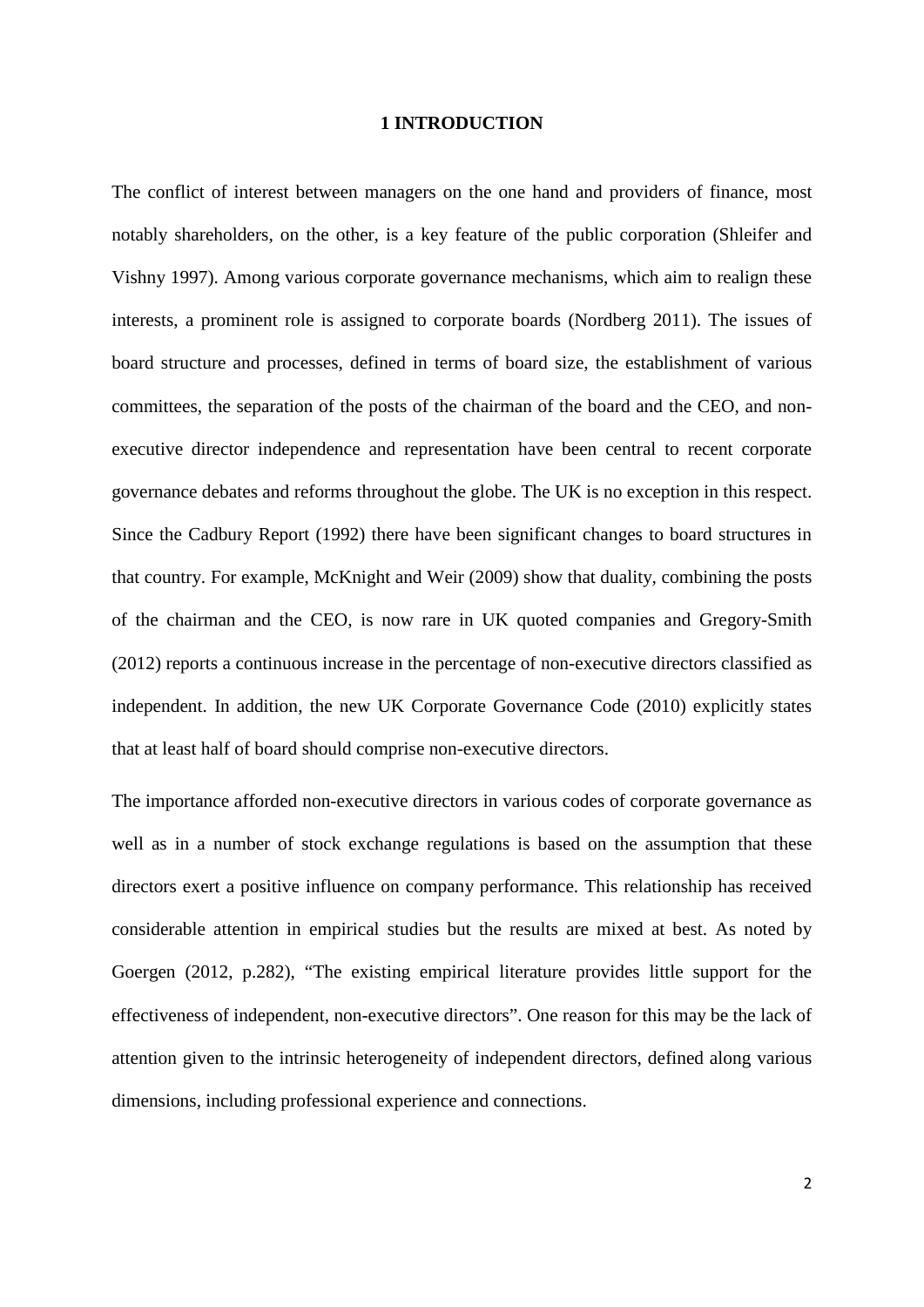# 1 INTRODUCTION

The conflict of interest between managers on the one hand and providers of finance, most notably shareholders, on the other, is a key feature of the public corporation (Shleifer and Vishny 1997). Among various corporate governance mechanisms, which aim to realign these interests, a prominent role is assigned to corporate boards (Nordberg 2011). The issues of board structure and processes, defined in terms of board size, the establishment of various committees, the separation of the posts of the chairman of the board and the CEO, and non-executive director independence and representation have been central to recent corporate governance debates and reforms throughout the globe. The UK is no exception in this respect. Since the Cadbury Report (1992) there have been significant changes to board structures in that country. For example, McKnight and Weir (2009) show that duality, combining the posts of the chairman and the CEO, is now rare in UK quoted companies and Gregory-Smith (2012) reports a continuous increase in the percentage of non-executive directors classified as independent. In addition, the new UK Corporate Governance Code (2010) explicitly states that at least half of board should comprise non-executive directors.

The importance afforded non-executive directors in various codes of corporate governance as well as in a number of stock exchange regulations is based on the assumption that these directors exert a positive influence on company performance. This relationship has received considerable attention in empirical studies but the results are mixed at best. As noted by Goergen (2012, p.282), “The existing empirical literature provides little support for the effectiveness of independent, non-executive directors”. One reason for this may be the lack of attention given to the intrinsic heterogeneity of independent directors, defined along various dimensions, including professional experience and connections.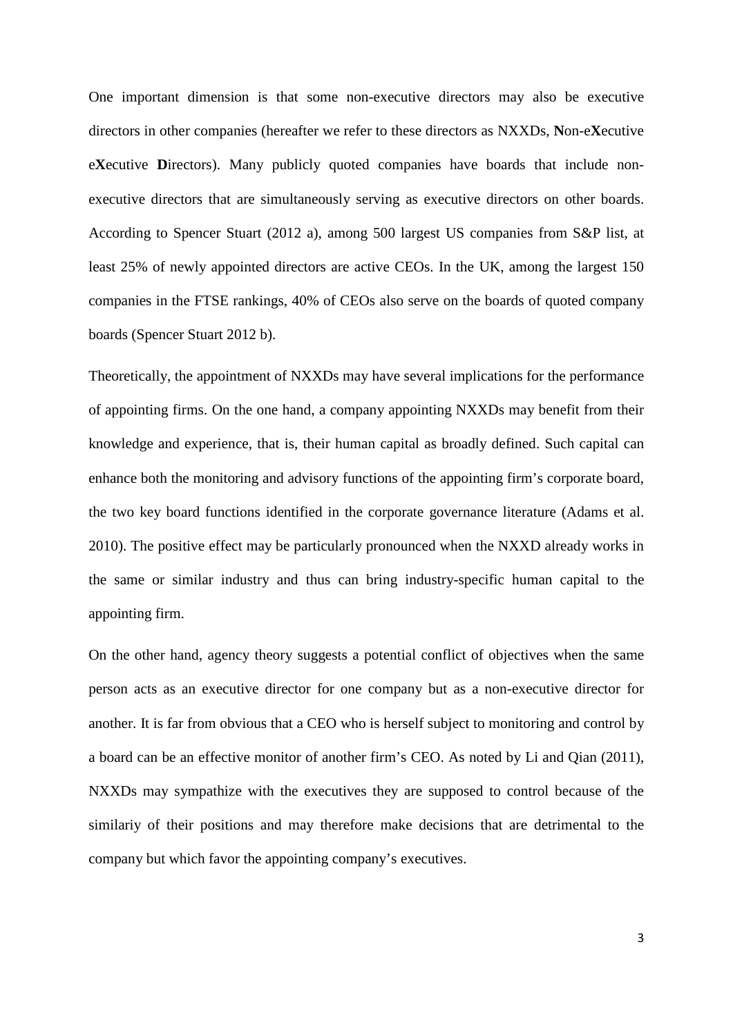One important dimension is that some non-executive directors may also be executive directors in other companies (hereafter we refer to these directors as NXXDs, **N**on-e**X**ecutive e**X**ecutive **D**irectors). Many publicly quoted companies have boards that include non-executive directors that are simultaneously serving as executive directors on other boards. According to Spencer Stuart (2012 a), among 500 largest US companies from S&P list, at least 25% of newly appointed directors are active CEOs. In the UK, among the largest 150 companies in the FTSE rankings, 40% of CEOs also serve on the boards of quoted company boards (Spencer Stuart 2012 b).

Theoretically, the appointment of NXXDs may have several implications for the performance of appointing firms. On the one hand, a company appointing NXXDs may benefit from their knowledge and experience, that is, their human capital as broadly defined. Such capital can enhance both the monitoring and advisory functions of the appointing firm's corporate board, the two key board functions identified in the corporate governance literature (Adams et al. 2010). The positive effect may be particularly pronounced when the NXXD already works in the same or similar industry and thus can bring industry-specific human capital to the appointing firm.

On the other hand, agency theory suggests a potential conflict of objectives when the same person acts as an executive director for one company but as a non-executive director for another. It is far from obvious that a CEO who is herself subject to monitoring and control by a board can be an effective monitor of another firm's CEO. As noted by Li and Qian (2011), NXXDs may sympathize with the executives they are supposed to control because of the similariy of their positions and may therefore make decisions that are detrimental to the company but which favor the appointing company's executives.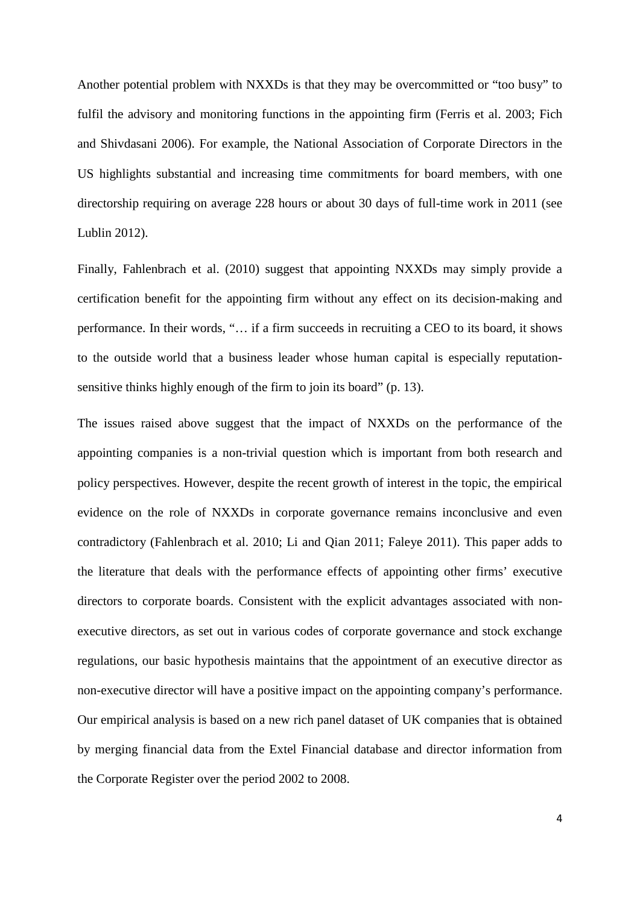Another potential problem with NXXDs is that they may be overcommitted or "too busy" to fulfil the advisory and monitoring functions in the appointing firm (Ferris et al. 2003; Fich and Shivdasani 2006). For example, the National Association of Corporate Directors in the US highlights substantial and increasing time commitments for board members, with one directorship requiring on average 228 hours or about 30 days of full-time work in 2011 (see Lublin 2012).

Finally, Fahlenbrach et al. (2010) suggest that appointing NXXDs may simply provide a certification benefit for the appointing firm without any effect on its decision-making and performance. In their words, "… if a firm succeeds in recruiting a CEO to its board, it shows to the outside world that a business leader whose human capital is especially reputation-sensitive thinks highly enough of the firm to join its board" (p. 13).

The issues raised above suggest that the impact of NXXDs on the performance of the appointing companies is a non-trivial question which is important from both research and policy perspectives. However, despite the recent growth of interest in the topic, the empirical evidence on the role of NXXDs in corporate governance remains inconclusive and even contradictory (Fahlenbrach et al. 2010; Li and Qian 2011; Faleye 2011). This paper adds to the literature that deals with the performance effects of appointing other firms' executive directors to corporate boards. Consistent with the explicit advantages associated with non-executive directors, as set out in various codes of corporate governance and stock exchange regulations, our basic hypothesis maintains that the appointment of an executive director as non-executive director will have a positive impact on the appointing company's performance. Our empirical analysis is based on a new rich panel dataset of UK companies that is obtained by merging financial data from the Extel Financial database and director information from the Corporate Register over the period 2002 to 2008.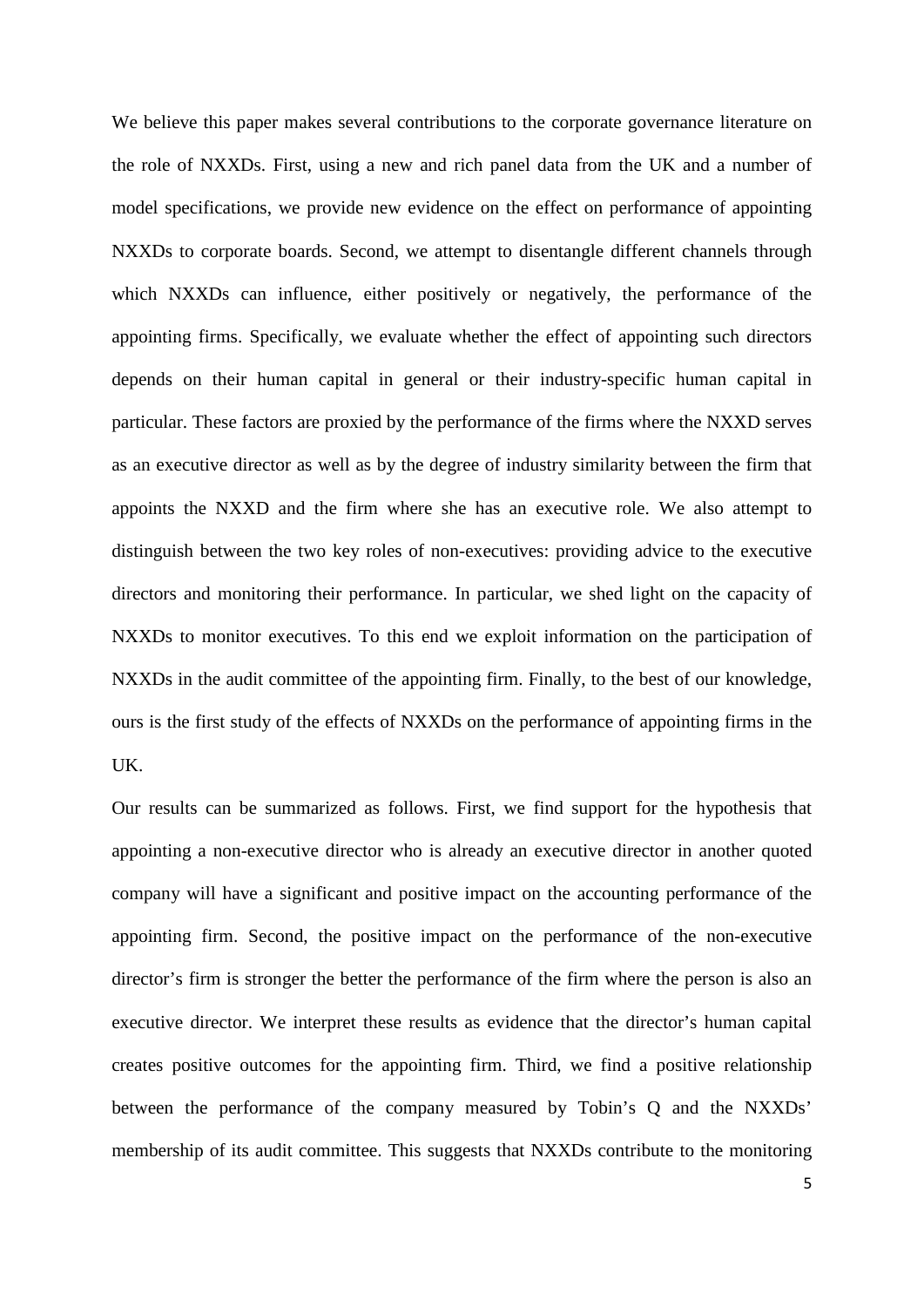We believe this paper makes several contributions to the corporate governance literature on the role of NXXDs. First, using a new and rich panel data from the UK and a number of model specifications, we provide new evidence on the effect on performance of appointing NXXDs to corporate boards. Second, we attempt to disentangle different channels through which NXXDs can influence, either positively or negatively, the performance of the appointing firms. Specifically, we evaluate whether the effect of appointing such directors depends on their human capital in general or their industry-specific human capital in particular. These factors are proxied by the performance of the firms where the NXXD serves as an executive director as well as by the degree of industry similarity between the firm that appoints the NXXD and the firm where she has an executive role. We also attempt to distinguish between the two key roles of non-executives: providing advice to the executive directors and monitoring their performance. In particular, we shed light on the capacity of NXXDs to monitor executives. To this end we exploit information on the participation of NXXDs in the audit committee of the appointing firm. Finally, to the best of our knowledge, ours is the first study of the effects of NXXDs on the performance of appointing firms in the UK.

Our results can be summarized as follows. First, we find support for the hypothesis that appointing a non-executive director who is already an executive director in another quoted company will have a significant and positive impact on the accounting performance of the appointing firm. Second, the positive impact on the performance of the non-executive director's firm is stronger the better the performance of the firm where the person is also an executive director. We interpret these results as evidence that the director's human capital creates positive outcomes for the appointing firm. Third, we find a positive relationship between the performance of the company measured by Tobin's Q and the NXXDs' membership of its audit committee. This suggests that NXXDs contribute to the monitoring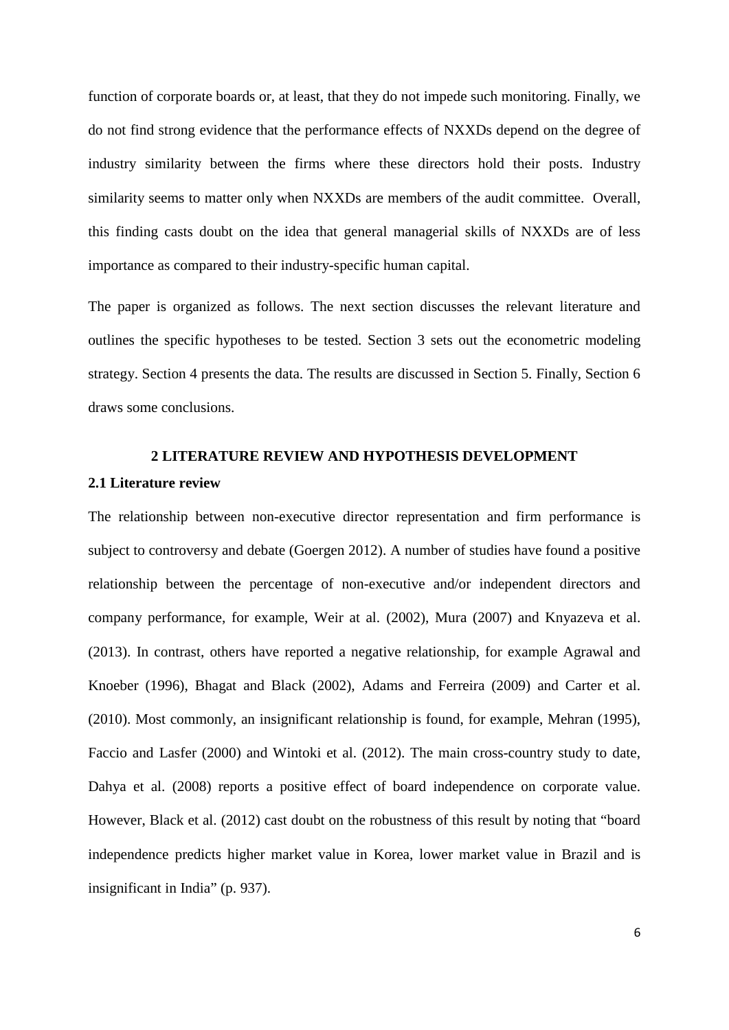function of corporate boards or, at least, that they do not impede such monitoring. Finally, we do not find strong evidence that the performance effects of NXXDs depend on the degree of industry similarity between the firms where these directors hold their posts. Industry similarity seems to matter only when NXXDs are members of the audit committee. Overall, this finding casts doubt on the idea that general managerial skills of NXXDs are of less importance as compared to their industry-specific human capital.

The paper is organized as follows. The next section discusses the relevant literature and outlines the specific hypotheses to be tested. Section 3 sets out the econometric modeling strategy. Section 4 presents the data. The results are discussed in Section 5. Finally, Section 6 draws some conclusions.

## 2 LITERATURE REVIEW AND HYPOTHESIS DEVELOPMENT

### 2.1 Literature review

The relationship between non-executive director representation and firm performance is subject to controversy and debate (Goergen 2012). A number of studies have found a positive relationship between the percentage of non-executive and/or independent directors and company performance, for example, Weir at al. (2002), Mura (2007) and Knyazeva et al. (2013). In contrast, others have reported a negative relationship, for example Agrawal and Knoeber (1996), Bhagat and Black (2002), Adams and Ferreira (2009) and Carter et al. (2010). Most commonly, an insignificant relationship is found, for example, Mehran (1995), Faccio and Lasfer (2000) and Wintoki et al. (2012). The main cross-country study to date, Dahya et al. (2008) reports a positive effect of board independence on corporate value. However, Black et al. (2012) cast doubt on the robustness of this result by noting that "board independence predicts higher market value in Korea, lower market value in Brazil and is insignificant in India" (p. 937).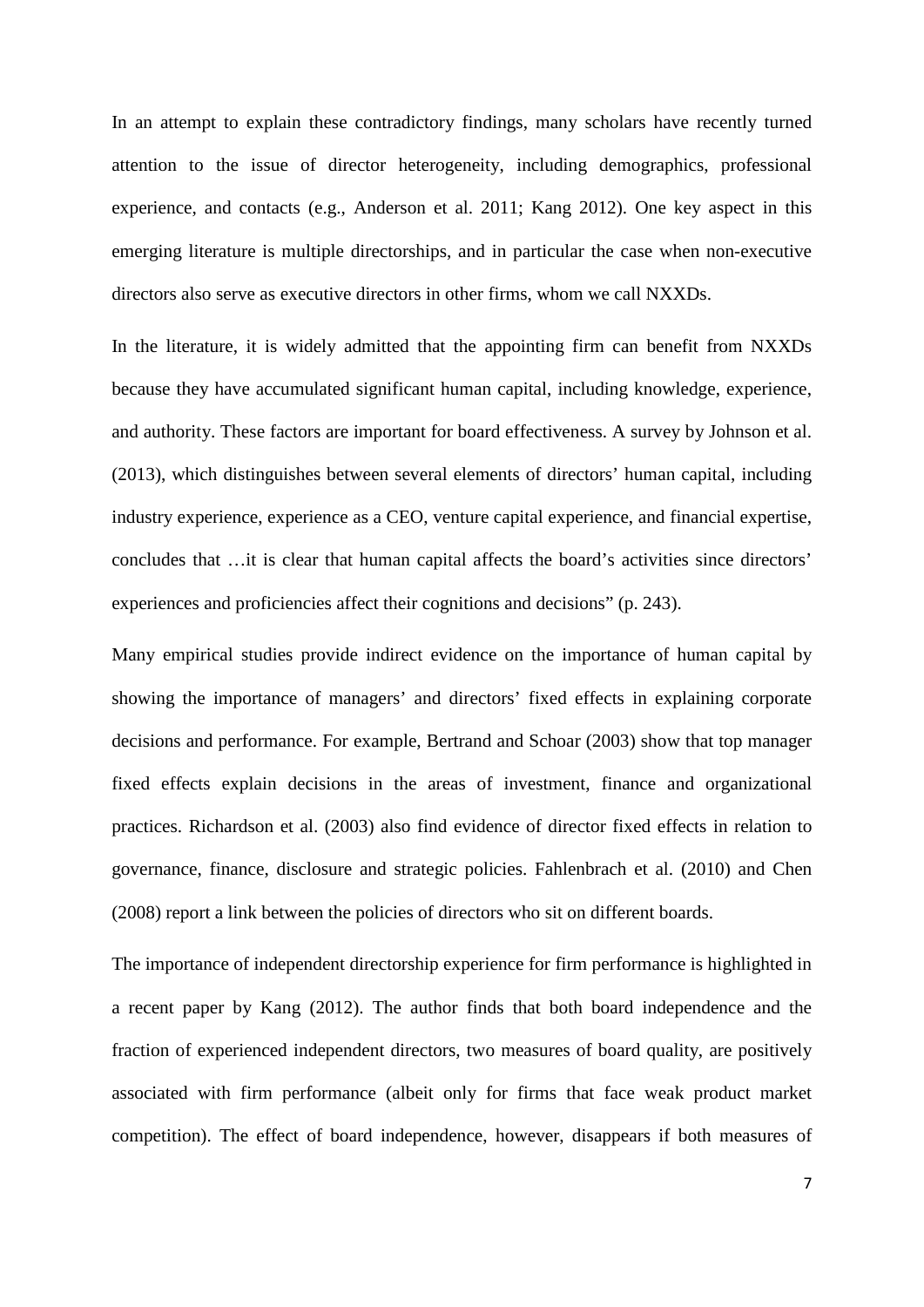In an attempt to explain these contradictory findings, many scholars have recently turned attention to the issue of director heterogeneity, including demographics, professional experience, and contacts (e.g., Anderson et al. 2011; Kang 2012). One key aspect in this emerging literature is multiple directorships, and in particular the case when non-executive directors also serve as executive directors in other firms, whom we call NXXDs.

In the literature, it is widely admitted that the appointing firm can benefit from NXXDs because they have accumulated significant human capital, including knowledge, experience, and authority. These factors are important for board effectiveness. A survey by Johnson et al. (2013), which distinguishes between several elements of directors' human capital, including industry experience, experience as a CEO, venture capital experience, and financial expertise, concludes that …it is clear that human capital affects the board's activities since directors' experiences and proficiencies affect their cognitions and decisions" (p. 243).

Many empirical studies provide indirect evidence on the importance of human capital by showing the importance of managers' and directors' fixed effects in explaining corporate decisions and performance. For example, Bertrand and Schoar (2003) show that top manager fixed effects explain decisions in the areas of investment, finance and organizational practices. Richardson et al. (2003) also find evidence of director fixed effects in relation to governance, finance, disclosure and strategic policies. Fahlenbrach et al. (2010) and Chen (2008) report a link between the policies of directors who sit on different boards.

The importance of independent directorship experience for firm performance is highlighted in a recent paper by Kang (2012). The author finds that both board independence and the fraction of experienced independent directors, two measures of board quality, are positively associated with firm performance (albeit only for firms that face weak product market competition). The effect of board independence, however, disappears if both measures of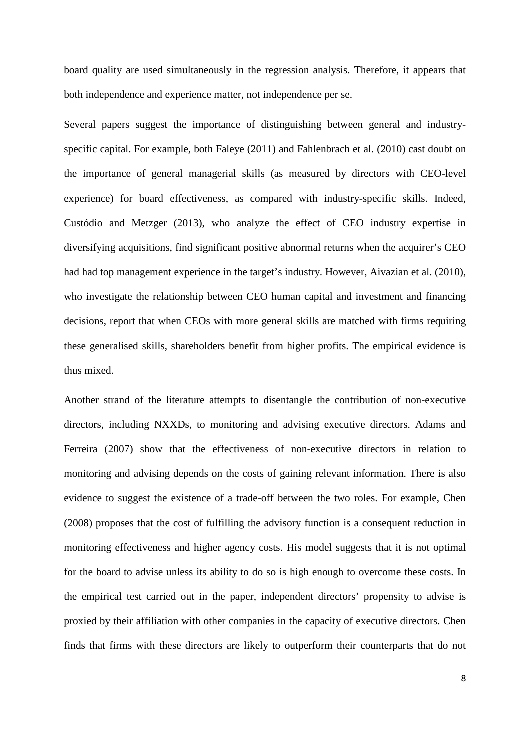board quality are used simultaneously in the regression analysis. Therefore, it appears that both independence and experience matter, not independence per se.

Several papers suggest the importance of distinguishing between general and industry-specific capital. For example, both Faleye (2011) and Fahlenbrach et al. (2010) cast doubt on the importance of general managerial skills (as measured by directors with CEO-level experience) for board effectiveness, as compared with industry-specific skills. Indeed, Custódio and Metzger (2013), who analyze the effect of CEO industry expertise in diversifying acquisitions, find significant positive abnormal returns when the acquirer's CEO had had top management experience in the target's industry. However, Aivazian et al. (2010), who investigate the relationship between CEO human capital and investment and financing decisions, report that when CEOs with more general skills are matched with firms requiring these generalised skills, shareholders benefit from higher profits. The empirical evidence is thus mixed.

Another strand of the literature attempts to disentangle the contribution of non-executive directors, including NXXDs, to monitoring and advising executive directors. Adams and Ferreira (2007) show that the effectiveness of non-executive directors in relation to monitoring and advising depends on the costs of gaining relevant information. There is also evidence to suggest the existence of a trade-off between the two roles. For example, Chen (2008) proposes that the cost of fulfilling the advisory function is a consequent reduction in monitoring effectiveness and higher agency costs. His model suggests that it is not optimal for the board to advise unless its ability to do so is high enough to overcome these costs. In the empirical test carried out in the paper, independent directors' propensity to advise is proxied by their affiliation with other companies in the capacity of executive directors. Chen finds that firms with these directors are likely to outperform their counterparts that do not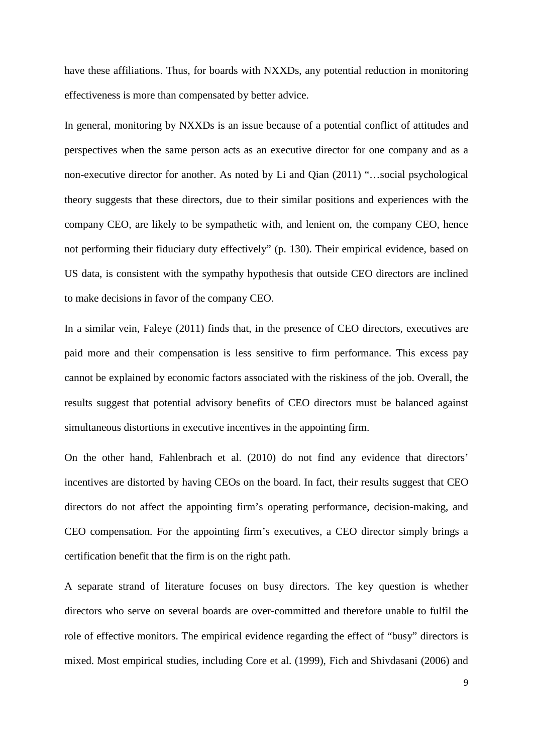have these affiliations. Thus, for boards with NXXDs, any potential reduction in monitoring effectiveness is more than compensated by better advice.

In general, monitoring by NXXDs is an issue because of a potential conflict of attitudes and perspectives when the same person acts as an executive director for one company and as a non-executive director for another. As noted by Li and Qian (2011) "…social psychological theory suggests that these directors, due to their similar positions and experiences with the company CEO, are likely to be sympathetic with, and lenient on, the company CEO, hence not performing their fiduciary duty effectively" (p. 130). Their empirical evidence, based on US data, is consistent with the sympathy hypothesis that outside CEO directors are inclined to make decisions in favor of the company CEO.

In a similar vein, Faleye (2011) finds that, in the presence of CEO directors, executives are paid more and their compensation is less sensitive to firm performance. This excess pay cannot be explained by economic factors associated with the riskiness of the job. Overall, the results suggest that potential advisory benefits of CEO directors must be balanced against simultaneous distortions in executive incentives in the appointing firm.

On the other hand, Fahlenbrach et al. (2010) do not find any evidence that directors' incentives are distorted by having CEOs on the board. In fact, their results suggest that CEO directors do not affect the appointing firm's operating performance, decision-making, and CEO compensation. For the appointing firm's executives, a CEO director simply brings a certification benefit that the firm is on the right path.

A separate strand of literature focuses on busy directors. The key question is whether directors who serve on several boards are over-committed and therefore unable to fulfil the role of effective monitors. The empirical evidence regarding the effect of "busy" directors is mixed. Most empirical studies, including Core et al. (1999), Fich and Shivdasani (2006) and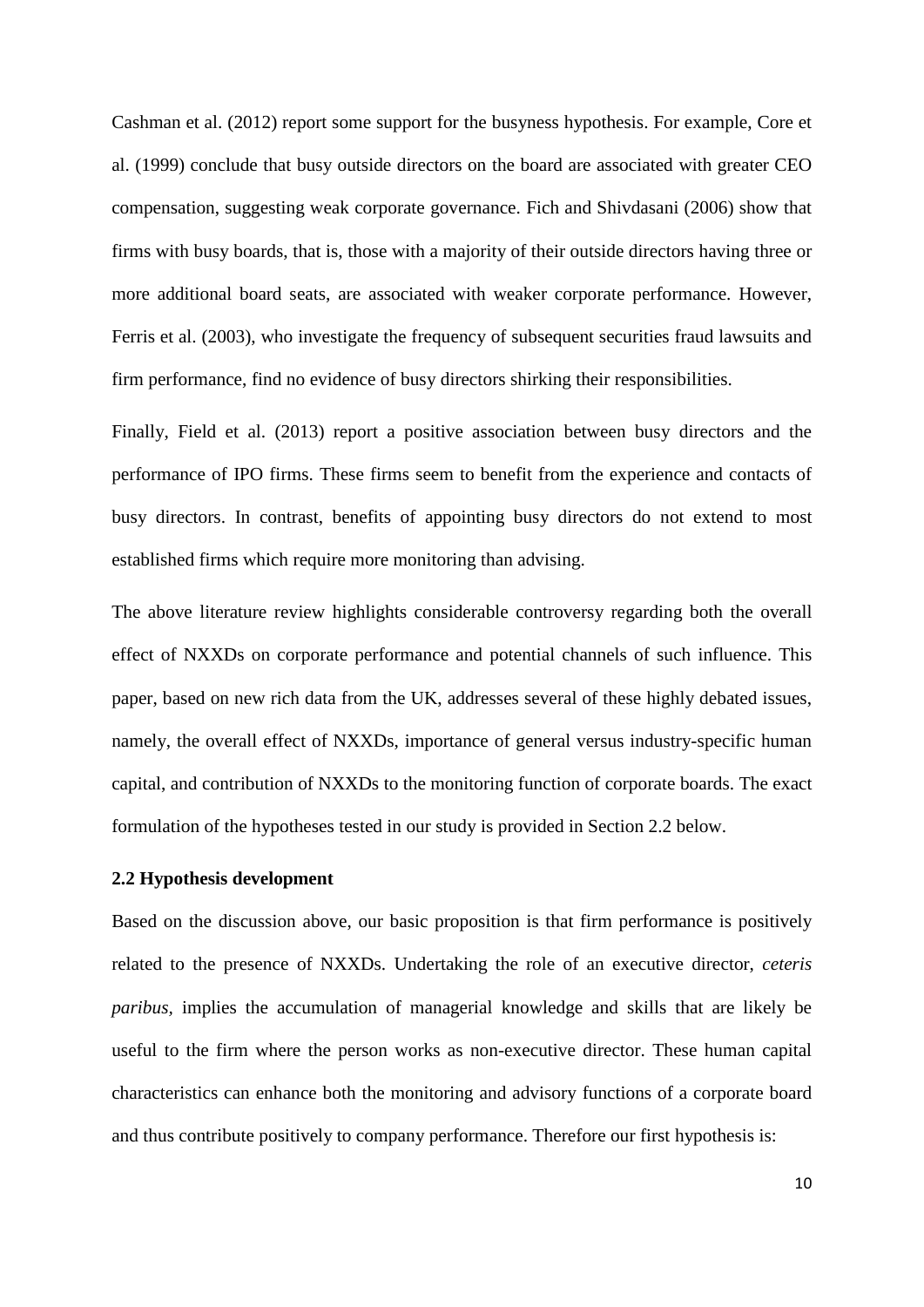Cashman et al. (2012) report some support for the busyness hypothesis. For example, Core et al. (1999) conclude that busy outside directors on the board are associated with greater CEO compensation, suggesting weak corporate governance. Fich and Shivdasani (2006) show that firms with busy boards, that is, those with a majority of their outside directors having three or more additional board seats, are associated with weaker corporate performance. However, Ferris et al. (2003), who investigate the frequency of subsequent securities fraud lawsuits and firm performance, find no evidence of busy directors shirking their responsibilities.

Finally, Field et al. (2013) report a positive association between busy directors and the performance of IPO firms. These firms seem to benefit from the experience and contacts of busy directors. In contrast, benefits of appointing busy directors do not extend to most established firms which require more monitoring than advising.

The above literature review highlights considerable controversy regarding both the overall effect of NXXDs on corporate performance and potential channels of such influence. This paper, based on new rich data from the UK, addresses several of these highly debated issues, namely, the overall effect of NXXDs, importance of general versus industry-specific human capital, and contribution of NXXDs to the monitoring function of corporate boards. The exact formulation of the hypotheses tested in our study is provided in Section 2.2 below.

### 2.2 Hypothesis development

Based on the discussion above, our basic proposition is that firm performance is positively related to the presence of NXXDs. Undertaking the role of an executive director, *ceteris paribus*, implies the accumulation of managerial knowledge and skills that are likely be useful to the firm where the person works as non-executive director. These human capital characteristics can enhance both the monitoring and advisory functions of a corporate board and thus contribute positively to company performance. Therefore our first hypothesis is: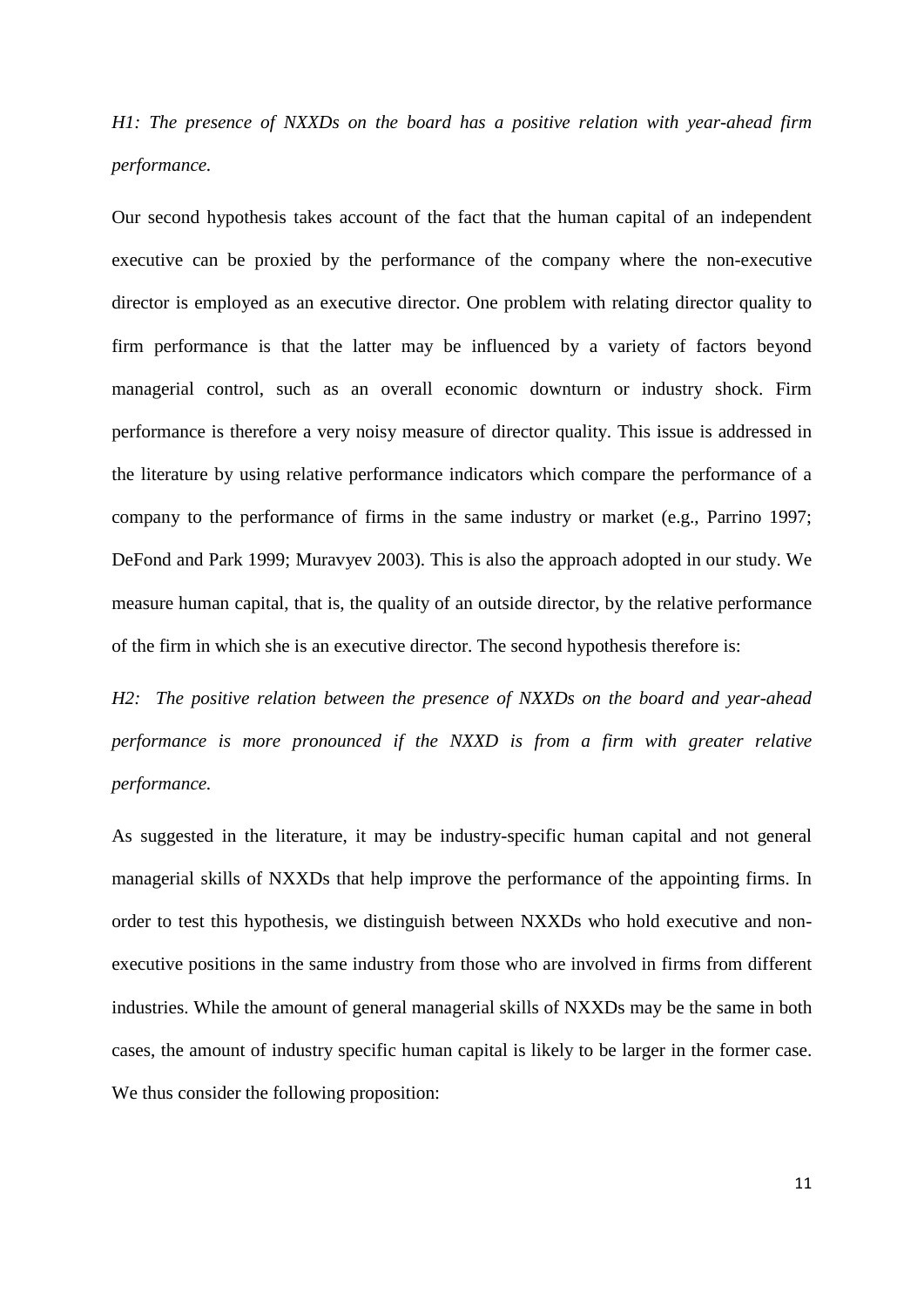*H1: The presence of NXXDs on the board has a positive relation with year-ahead firm performance.*

Our second hypothesis takes account of the fact that the human capital of an independent executive can be proxied by the performance of the company where the non-executive director is employed as an executive director. One problem with relating director quality to firm performance is that the latter may be influenced by a variety of factors beyond managerial control, such as an overall economic downturn or industry shock. Firm performance is therefore a very noisy measure of director quality. This issue is addressed in the literature by using relative performance indicators which compare the performance of a company to the performance of firms in the same industry or market (e.g., Parrino 1997; DeFond and Park 1999; Muravyev 2003). This is also the approach adopted in our study. We measure human capital, that is, the quality of an outside director, by the relative performance of the firm in which she is an executive director. The second hypothesis therefore is:

*H2: The positive relation between the presence of NXXDs on the board and year-ahead performance is more pronounced if the NXXD is from a firm with greater relative performance.*

As suggested in the literature, it may be industry-specific human capital and not general managerial skills of NXXDs that help improve the performance of the appointing firms. In order to test this hypothesis, we distinguish between NXXDs who hold executive and non-executive positions in the same industry from those who are involved in firms from different industries. While the amount of general managerial skills of NXXDs may be the same in both cases, the amount of industry specific human capital is likely to be larger in the former case. We thus consider the following proposition: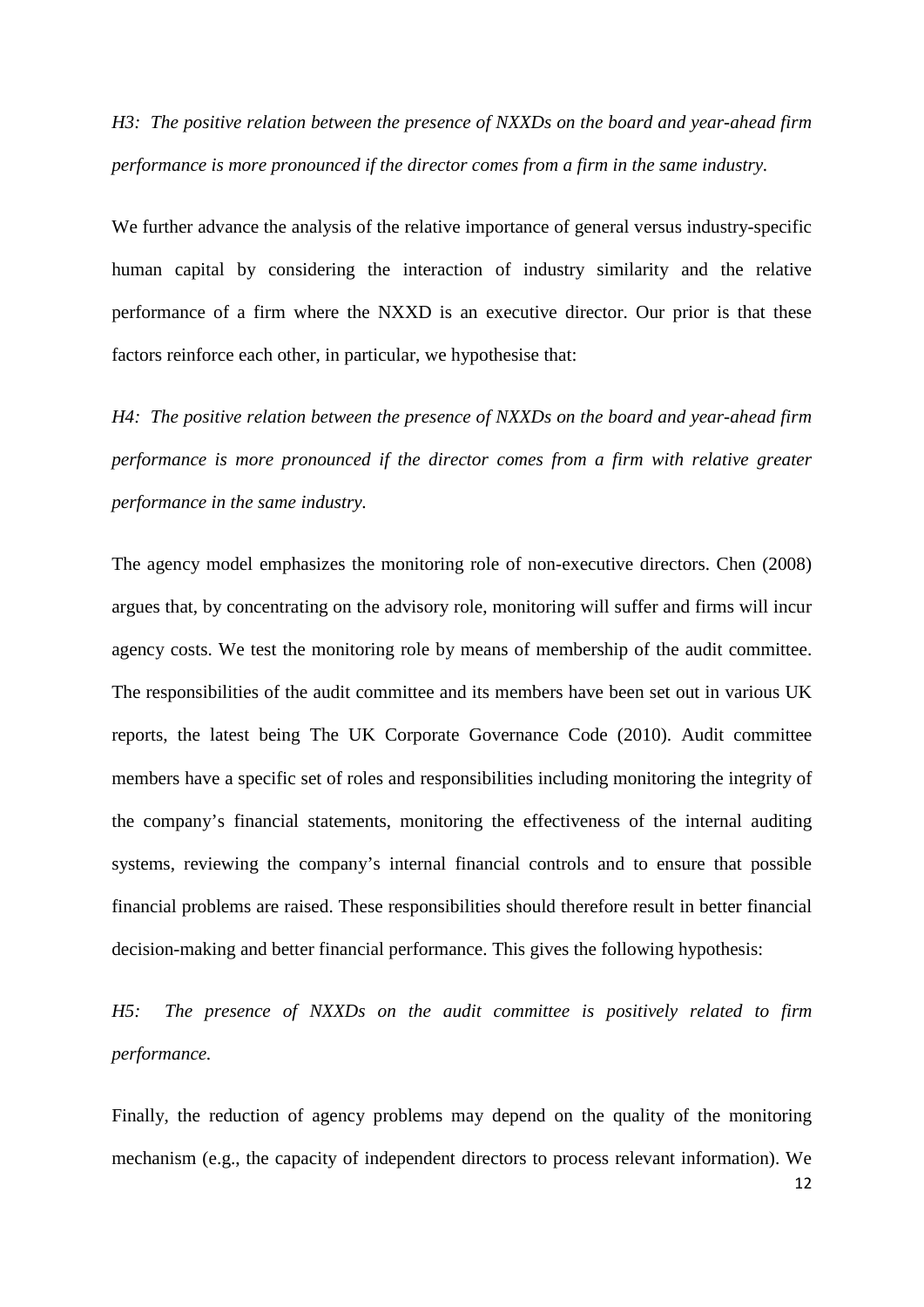*H3: The positive relation between the presence of NXXDs on the board and year-ahead firm performance is more pronounced if the director comes from a firm in the same industry.*

We further advance the analysis of the relative importance of general versus industry-specific human capital by considering the interaction of industry similarity and the relative performance of a firm where the NXXD is an executive director. Our prior is that these factors reinforce each other, in particular, we hypothesise that:

*H4: The positive relation between the presence of NXXDs on the board and year-ahead firm performance is more pronounced if the director comes from a firm with relative greater performance in the same industry.*

The agency model emphasizes the monitoring role of non-executive directors. Chen (2008) argues that, by concentrating on the advisory role, monitoring will suffer and firms will incur agency costs. We test the monitoring role by means of membership of the audit committee. The responsibilities of the audit committee and its members have been set out in various UK reports, the latest being The UK Corporate Governance Code (2010). Audit committee members have a specific set of roles and responsibilities including monitoring the integrity of the company's financial statements, monitoring the effectiveness of the internal auditing systems, reviewing the company's internal financial controls and to ensure that possible financial problems are raised. These responsibilities should therefore result in better financial decision-making and better financial performance. This gives the following hypothesis:

*H5: The presence of NXXDs on the audit committee is positively related to firm performance.*

Finally, the reduction of agency problems may depend on the quality of the monitoring mechanism (e.g., the capacity of independent directors to process relevant information). We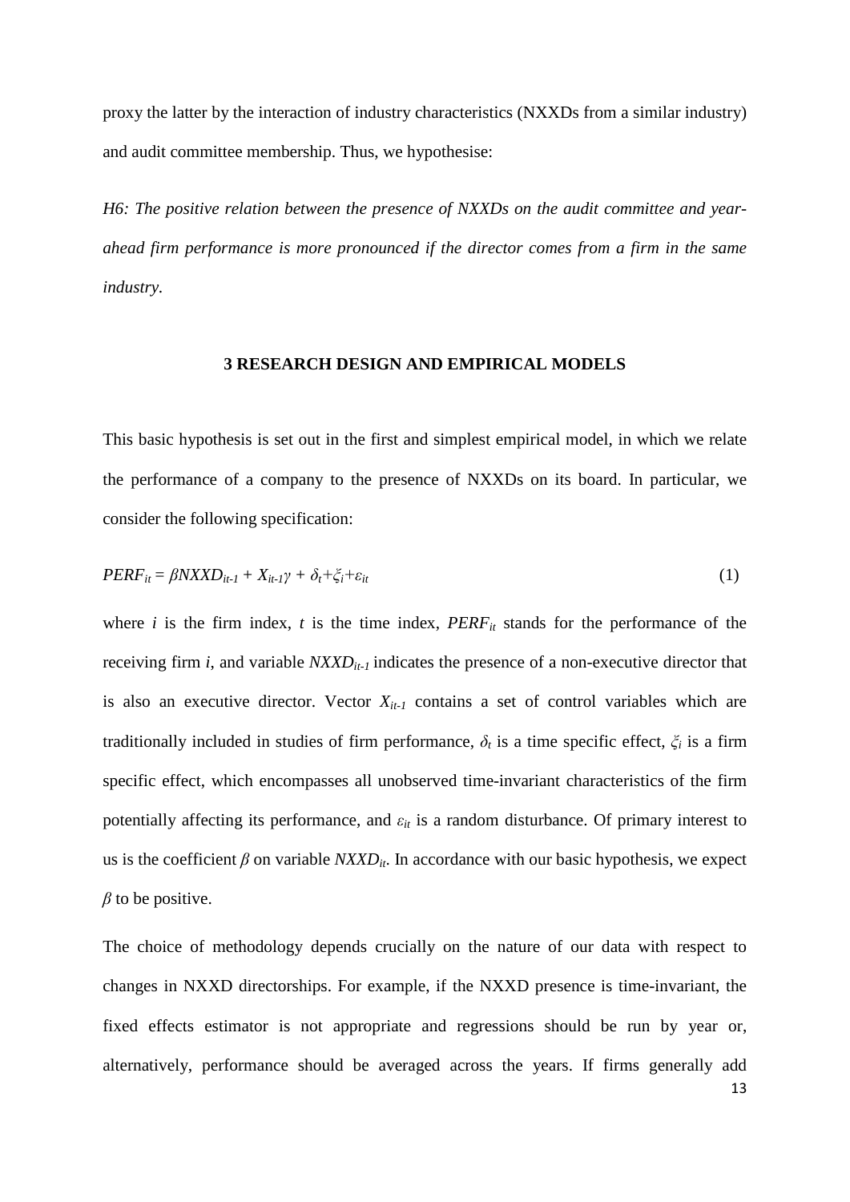proxy the latter by the interaction of industry characteristics (NXXDs from a similar industry) and audit committee membership. Thus, we hypothesise:

*H6: The positive relation between the presence of NXXDs on the audit committee and year-ahead firm performance is more pronounced if the director comes from a firm in the same industry.*

## 3 RESEARCH DESIGN AND EMPIRICAL MODELS

This basic hypothesis is set out in the first and simplest empirical model, in which we relate the performance of a company to the presence of NXXDs on its board. In particular, we consider the following specification:

$$PERF_{it} = \beta NXXD_{it-1} + X_{it-1}\gamma + \delta_t + \xi_i + \varepsilon_{it} \tag{1}$$

where $i$ is the firm index, $t$ is the time index, $PERF_{it}$ stands for the performance of the receiving firm $i$, and variable $NXXD_{it-1}$ indicates the presence of a non-executive director that is also an executive director. Vector $X_{it-1}$ contains a set of control variables which are traditionally included in studies of firm performance, $\delta_t$ is a time specific effect, $\xi_i$ is a firm specific effect, which encompasses all unobserved time-invariant characteristics of the firm potentially affecting its performance, and $\varepsilon_{it}$ is a random disturbance. Of primary interest to us is the coefficient $\beta$ on variable $NXXD_{it}$. In accordance with our basic hypothesis, we expect $\beta$ to be positive.

The choice of methodology depends crucially on the nature of our data with respect to changes in NXXD directorships. For example, if the NXXD presence is time-invariant, the fixed effects estimator is not appropriate and regressions should be run by year or, alternatively, performance should be averaged across the years. If firms generally add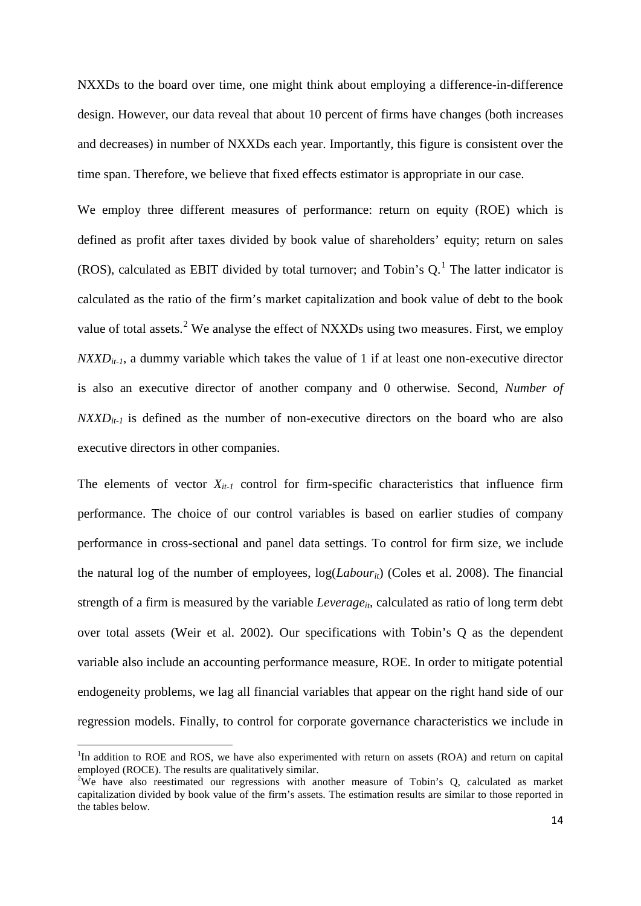NXXDs to the board over time, one might think about employing a difference-in-difference design. However, our data reveal that about 10 percent of firms have changes (both increases and decreases) in number of NXXDs each year. Importantly, this figure is consistent over the time span. Therefore, we believe that fixed effects estimator is appropriate in our case.

We employ three different measures of performance: return on equity (ROE) which is defined as profit after taxes divided by book value of shareholders' equity; return on sales (ROS), calculated as EBIT divided by total turnover; and Tobin's Q.[1] The latter indicator is calculated as the ratio of the firm's market capitalization and book value of debt to the book value of total assets.[2] We analyse the effect of NXXDs using two measures. First, we employ $NXXD_{it-1}$, a dummy variable which takes the value of 1 if at least one non-executive director is also an executive director of another company and 0 otherwise. Second, *Number of* $NXXD_{it-1}$ is defined as the number of non-executive directors on the board who are also executive directors in other companies.

The elements of vector $X_{it-1}$ control for firm-specific characteristics that influence firm performance. The choice of our control variables is based on earlier studies of company performance in cross-sectional and panel data settings. To control for firm size, we include the natural log of the number of employees, $\log(Labour_{it})$ (Coles et al. 2008). The financial strength of a firm is measured by the variable $Leverage_{it}$, calculated as ratio of long term debt over total assets (Weir et al. 2002). Our specifications with Tobin's Q as the dependent variable also include an accounting performance measure, ROE. In order to mitigate potential endogeneity problems, we lag all financial variables that appear on the right hand side of our regression models. Finally, to control for corporate governance characteristics we include in

[1] In addition to ROE and ROS, we have also experimented with return on assets (ROA) and return on capital employed (ROCE). The results are qualitatively similar.

[2] We have also reestimated our regressions with another measure of Tobin's Q, calculated as market capitalization divided by book value of the firm's assets. The estimation results are similar to those reported in the tables below.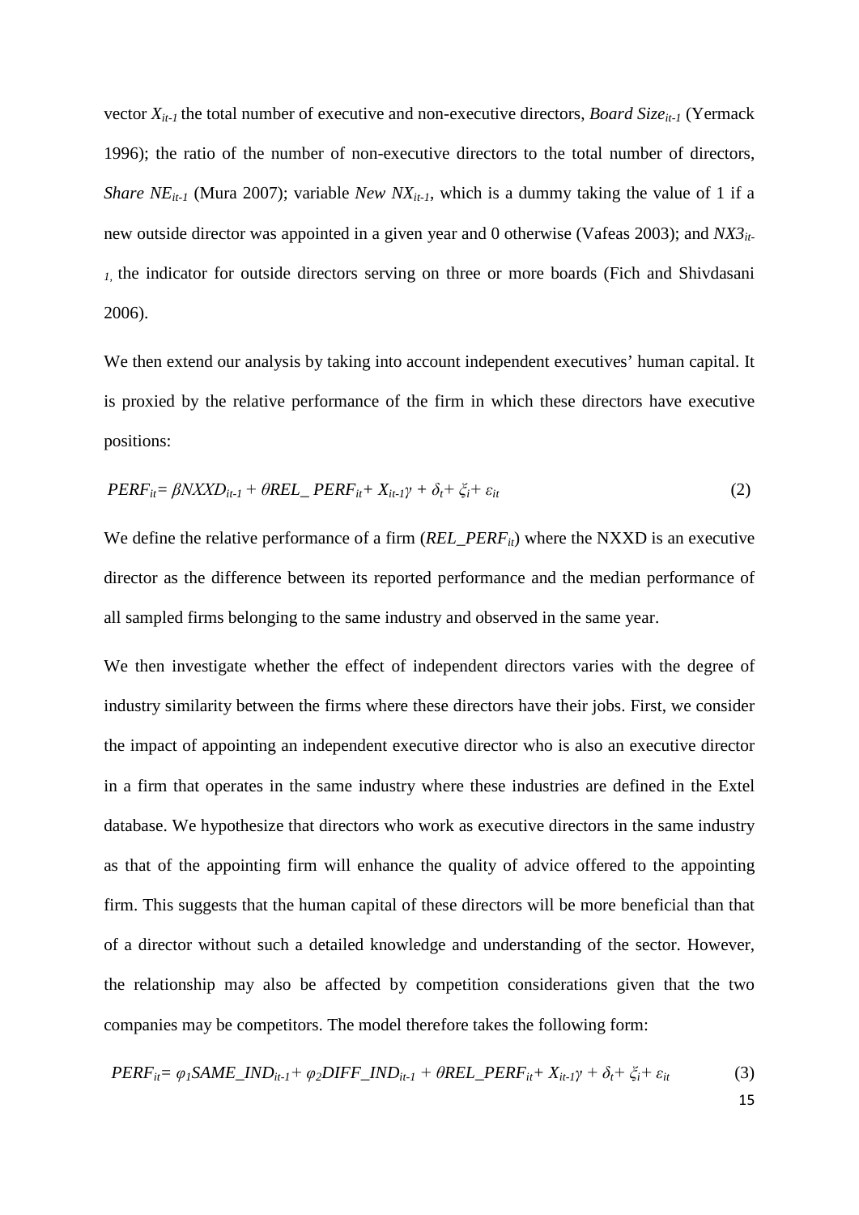vector $X_{it-1}$ the total number of executive and non-executive directors, *Board Size*$_{it-1}$ (Yermack 1996); the ratio of the number of non-executive directors to the total number of directors, *Share NE*$_{it-1}$ (Mura 2007); variable *New NX*$_{it-1}$, which is a dummy taking the value of 1 if a new outside director was appointed in a given year and 0 otherwise (Vafeas 2003); and *NX3*$_{it-1}$, the indicator for outside directors serving on three or more boards (Fich and Shivdasani 2006).

We then extend our analysis by taking into account independent executives' human capital. It is proxied by the relative performance of the firm in which these directors have executive positions:

$$PERF_{it} = \beta NXXD_{it-1} + \theta REL\_PERF_{it} + X_{it-1}\gamma + \delta_t + \xi_i + \varepsilon_{it} \tag{2}$$

We define the relative performance of a firm ($REL\_PERF_{it}$) where the NXXD is an executive director as the difference between its reported performance and the median performance of all sampled firms belonging to the same industry and observed in the same year.

We then investigate whether the effect of independent directors varies with the degree of industry similarity between the firms where these directors have their jobs. First, we consider the impact of appointing an independent executive director who is also an executive director in a firm that operates in the same industry where these industries are defined in the Extel database. We hypothesize that directors who work as executive directors in the same industry as that of the appointing firm will enhance the quality of advice offered to the appointing firm. This suggests that the human capital of these directors will be more beneficial than that of a director without such a detailed knowledge and understanding of the sector. However, the relationship may also be affected by competition considerations given that the two companies may be competitors. The model therefore takes the following form:

$$PERF_{it} = \varphi_1 SAME\_IND_{it-1} + \varphi_2 DIFF\_IND_{it-1} + \theta REL\_PERF_{it} + X_{it-1}\gamma + \delta_t + \xi_i + \varepsilon_{it} \tag{3}$$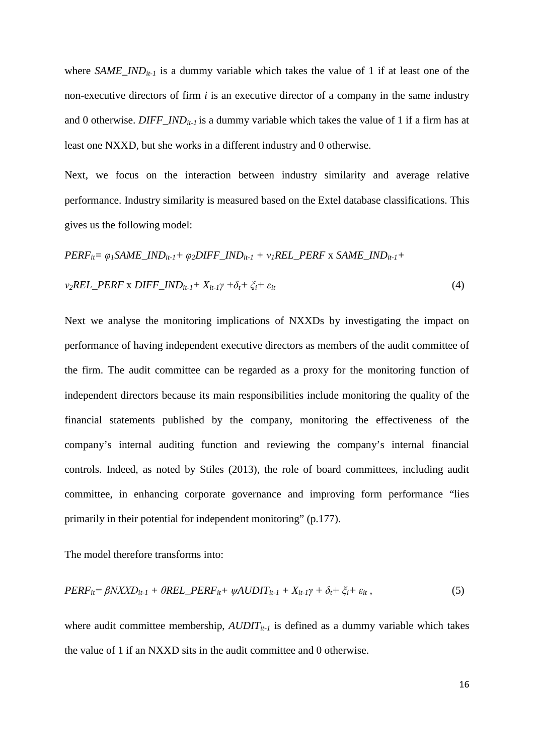where $SAME\_IND_{it-1}$ is a dummy variable which takes the value of 1 if at least one of the non-executive directors of firm *i* is an executive director of a company in the same industry and 0 otherwise. $DIFF\_IND_{it-1}$ is a dummy variable which takes the value of 1 if a firm has at least one NXXD, but she works in a different industry and 0 otherwise.

Next, we focus on the interaction between industry similarity and average relative performance. Industry similarity is measured based on the Extel database classifications. This gives us the following model:

$$PERF_{it} = \varphi_1 SAME\_IND_{it-1} + \varphi_2 DIFF\_IND_{it-1} + v_1 REL\_PERF \times SAME\_IND_{it-1} + v_2 REL\_PERF \times DIFF\_IND_{it-1} + X_{it-1}\gamma + \delta_t + \xi_i + \varepsilon_{it} \quad (4)$$

Next we analyse the monitoring implications of NXXDs by investigating the impact on performance of having independent executive directors as members of the audit committee of the firm. The audit committee can be regarded as a proxy for the monitoring function of independent directors because its main responsibilities include monitoring the quality of the financial statements published by the company, monitoring the effectiveness of the company's internal auditing function and reviewing the company's internal financial controls. Indeed, as noted by Stiles (2013), the role of board committees, including audit committee, in enhancing corporate governance and improving form performance "lies primarily in their potential for independent monitoring" (p.177).

The model therefore transforms into:

$$PERF_{it} = \beta NXXD_{it-1} + \theta REL\_PERF_{it} + \psi AUDIT_{it-1} + X_{it-1}\gamma + \delta_t + \xi_i + \varepsilon_{it}, \quad (5)$$

where audit committee membership, $AUDIT_{it-1}$ is defined as a dummy variable which takes the value of 1 if an NXXD sits in the audit committee and 0 otherwise.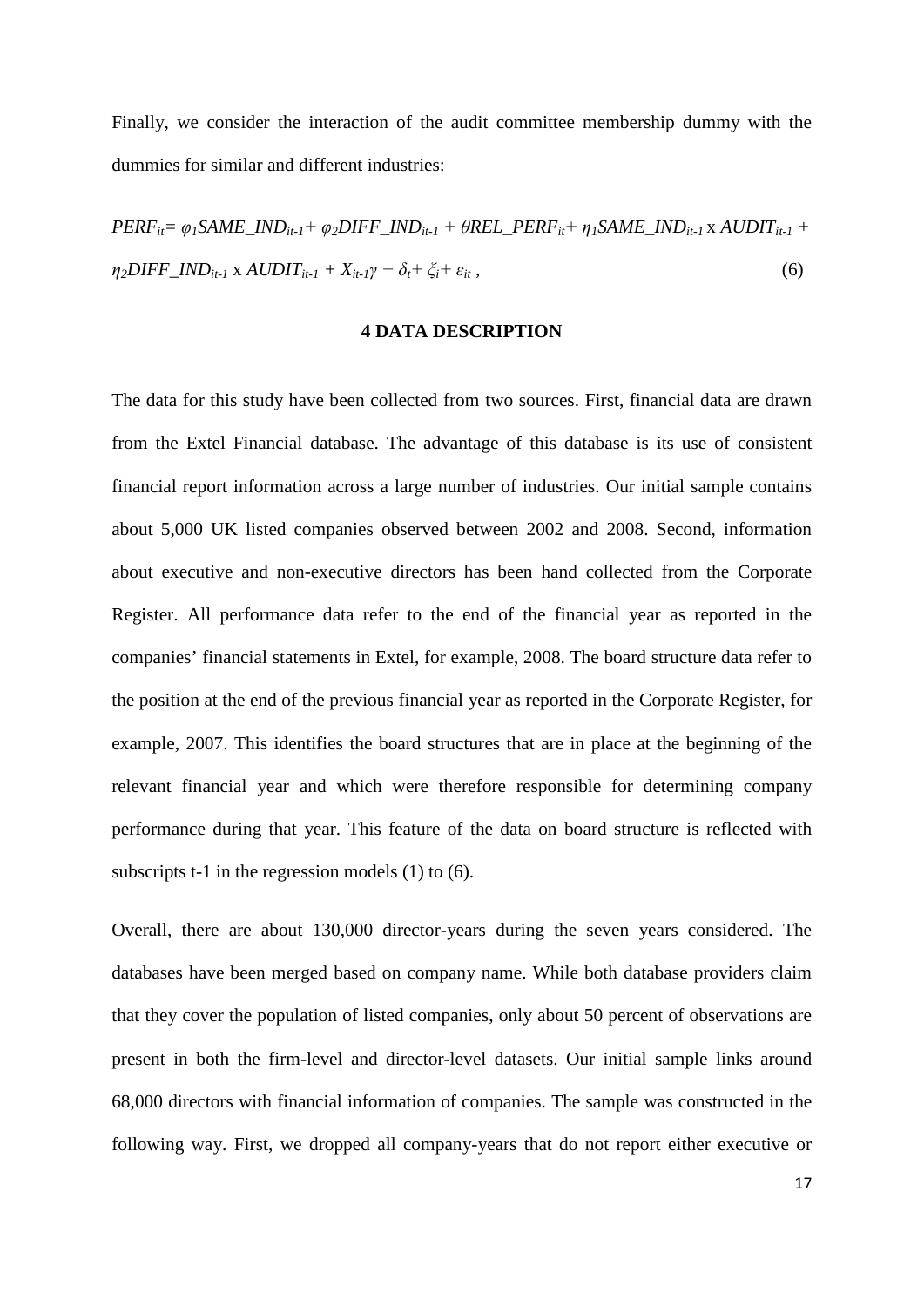Finally, we consider the interaction of the audit committee membership dummy with the dummies for similar and different industries:

$$PERF_{it} = \varphi_1 SAME\_IND_{it-1} + \varphi_2 DIFF\_IND_{it-1} + \theta REL\_PERF_{it} + \eta_1 SAME\_IND_{it-1} \text{ x } AUDIT_{it-1} + \eta_2 DIFF\_IND_{it-1} \text{ x } AUDIT_{it-1} + X_{it-1}\gamma + \delta_t + \xi_i + \varepsilon_{it}\,, \qquad (6)$$

## 4 DATA DESCRIPTION

The data for this study have been collected from two sources. First, financial data are drawn from the Extel Financial database. The advantage of this database is its use of consistent financial report information across a large number of industries. Our initial sample contains about 5,000 UK listed companies observed between 2002 and 2008. Second, information about executive and non-executive directors has been hand collected from the Corporate Register. All performance data refer to the end of the financial year as reported in the companies' financial statements in Extel, for example, 2008. The board structure data refer to the position at the end of the previous financial year as reported in the Corporate Register, for example, 2007. This identifies the board structures that are in place at the beginning of the relevant financial year and which were therefore responsible for determining company performance during that year. This feature of the data on board structure is reflected with subscripts t-1 in the regression models (1) to (6).

Overall, there are about 130,000 director-years during the seven years considered. The databases have been merged based on company name. While both database providers claim that they cover the population of listed companies, only about 50 percent of observations are present in both the firm-level and director-level datasets. Our initial sample links around 68,000 directors with financial information of companies. The sample was constructed in the following way. First, we dropped all company-years that do not report either executive or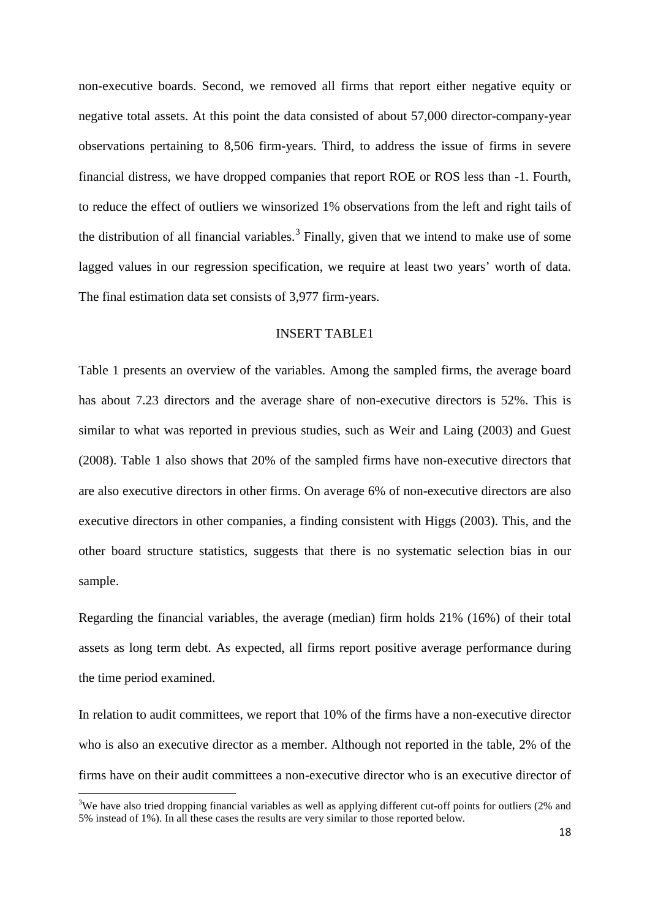non-executive boards. Second, we removed all firms that report either negative equity or negative total assets. At this point the data consisted of about 57,000 director-company-year observations pertaining to 8,506 firm-years. Third, to address the issue of firms in severe financial distress, we have dropped companies that report ROE or ROS less than -1. Fourth, to reduce the effect of outliers we winsorized 1% observations from the left and right tails of the distribution of all financial variables.[3] Finally, given that we intend to make use of some lagged values in our regression specification, we require at least two years' worth of data. The final estimation data set consists of 3,977 firm-years.

INSERT TABLE1

Table 1 presents an overview of the variables. Among the sampled firms, the average board has about 7.23 directors and the average share of non-executive directors is 52%. This is similar to what was reported in previous studies, such as Weir and Laing (2003) and Guest (2008). Table 1 also shows that 20% of the sampled firms have non-executive directors that are also executive directors in other firms. On average 6% of non-executive directors are also executive directors in other companies, a finding consistent with Higgs (2003). This, and the other board structure statistics, suggests that there is no systematic selection bias in our sample.

Regarding the financial variables, the average (median) firm holds 21% (16%) of their total assets as long term debt. As expected, all firms report positive average performance during the time period examined.

In relation to audit committees, we report that 10% of the firms have a non-executive director who is also an executive director as a member. Although not reported in the table, 2% of the firms have on their audit committees a non-executive director who is an executive director of

[3] We have also tried dropping financial variables as well as applying different cut-off points for outliers (2% and 5% instead of 1%). In all these cases the results are very similar to those reported below.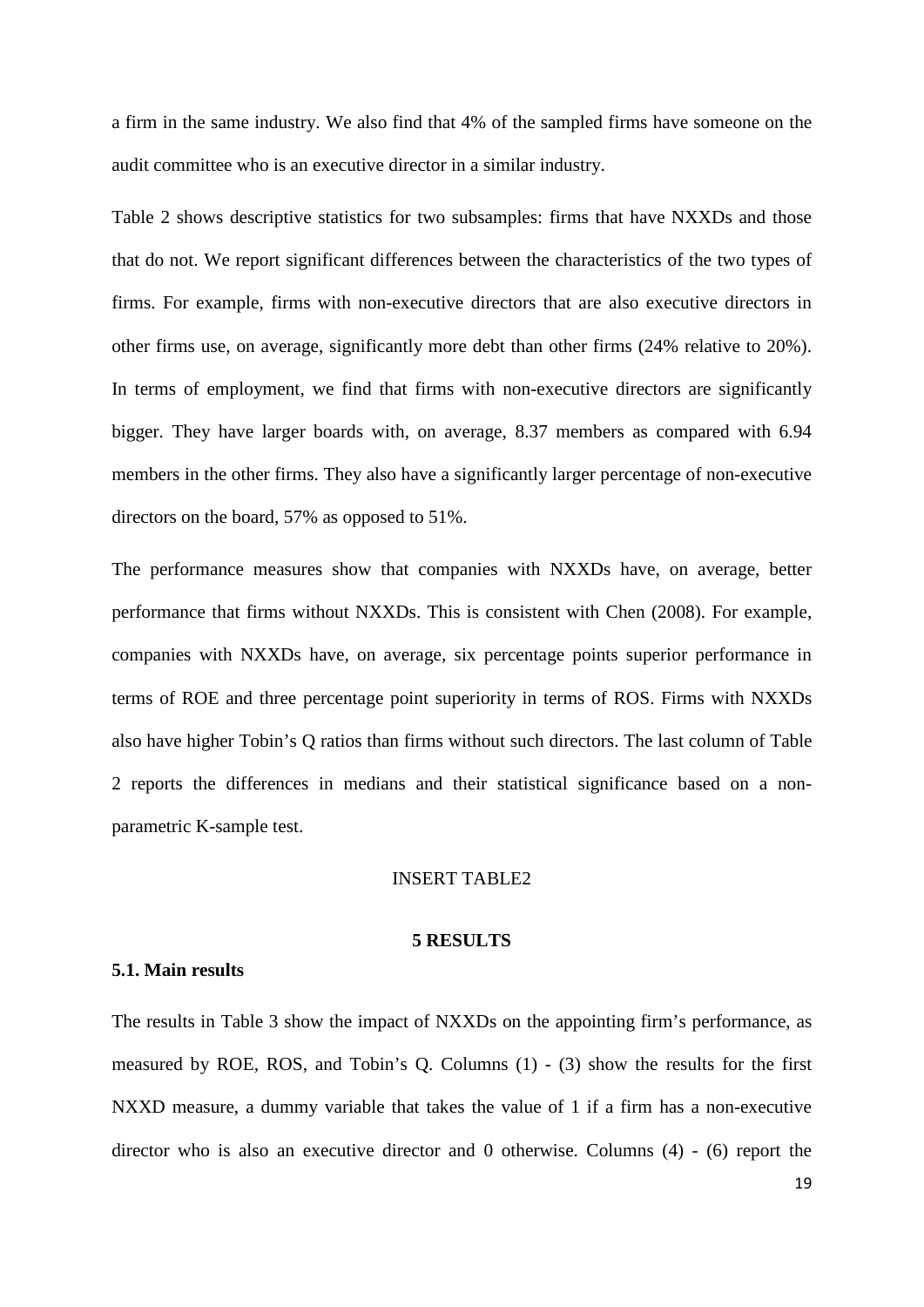a firm in the same industry. We also find that 4% of the sampled firms have someone on the audit committee who is an executive director in a similar industry.

Table 2 shows descriptive statistics for two subsamples: firms that have NXXDs and those that do not. We report significant differences between the characteristics of the two types of firms. For example, firms with non-executive directors that are also executive directors in other firms use, on average, significantly more debt than other firms (24% relative to 20%). In terms of employment, we find that firms with non-executive directors are significantly bigger. They have larger boards with, on average, 8.37 members as compared with 6.94 members in the other firms. They also have a significantly larger percentage of non-executive directors on the board, 57% as opposed to 51%.

The performance measures show that companies with NXXDs have, on average, better performance that firms without NXXDs. This is consistent with Chen (2008). For example, companies with NXXDs have, on average, six percentage points superior performance in terms of ROE and three percentage point superiority in terms of ROS. Firms with NXXDs also have higher Tobin's Q ratios than firms without such directors. The last column of Table 2 reports the differences in medians and their statistical significance based on a non-parametric K-sample test.

INSERT TABLE2

## 5 RESULTS

### 5.1. Main results

The results in Table 3 show the impact of NXXDs on the appointing firm's performance, as measured by ROE, ROS, and Tobin's Q. Columns (1) - (3) show the results for the first NXXD measure, a dummy variable that takes the value of 1 if a firm has a non-executive director who is also an executive director and 0 otherwise. Columns (4) - (6) report the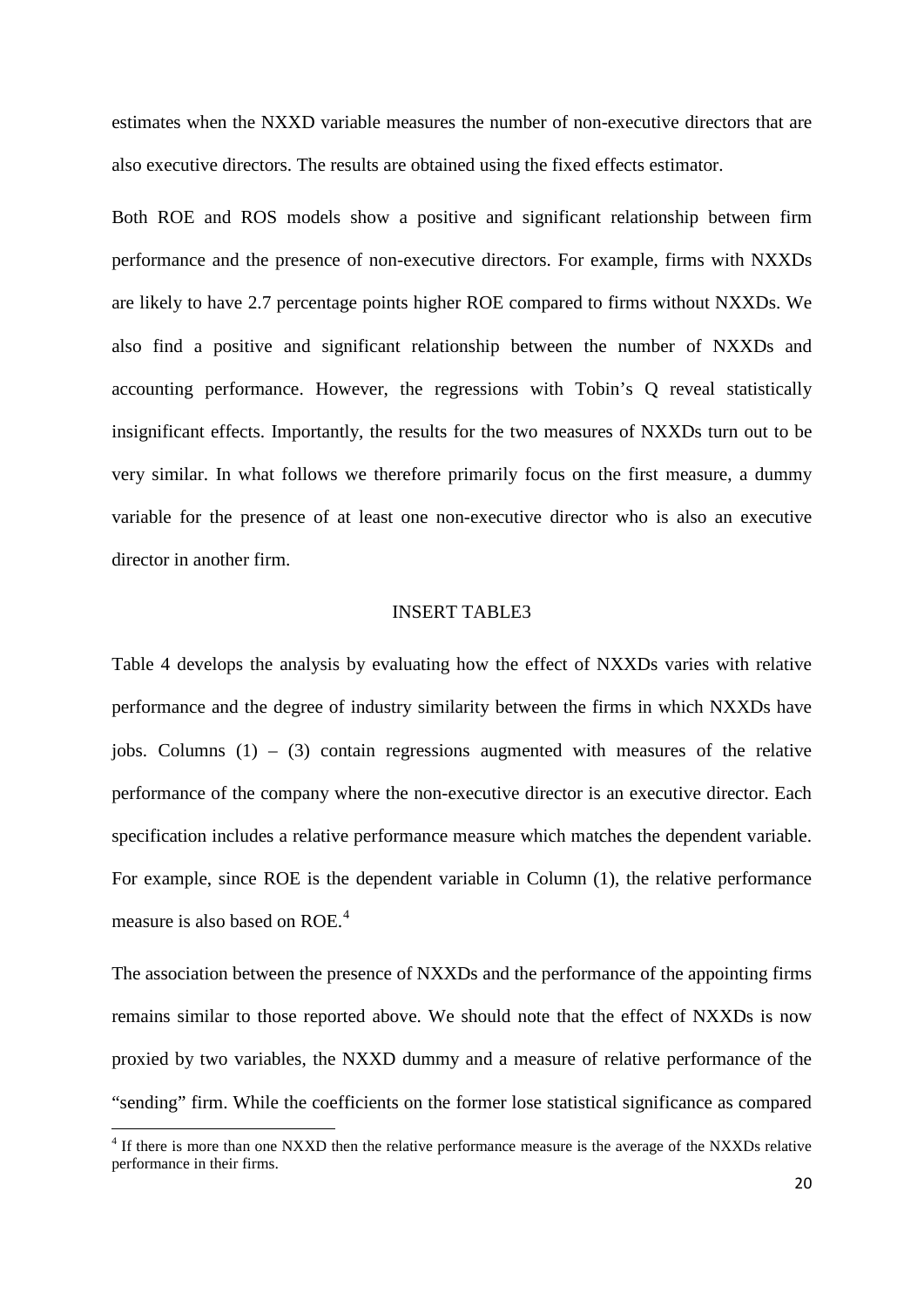estimates when the NXXD variable measures the number of non-executive directors that are also executive directors. The results are obtained using the fixed effects estimator.

Both ROE and ROS models show a positive and significant relationship between firm performance and the presence of non-executive directors. For example, firms with NXXDs are likely to have 2.7 percentage points higher ROE compared to firms without NXXDs. We also find a positive and significant relationship between the number of NXXDs and accounting performance. However, the regressions with Tobin's Q reveal statistically insignificant effects. Importantly, the results for the two measures of NXXDs turn out to be very similar. In what follows we therefore primarily focus on the first measure, a dummy variable for the presence of at least one non-executive director who is also an executive director in another firm.

INSERT TABLE3

Table 4 develops the analysis by evaluating how the effect of NXXDs varies with relative performance and the degree of industry similarity between the firms in which NXXDs have jobs. Columns (1) – (3) contain regressions augmented with measures of the relative performance of the company where the non-executive director is an executive director. Each specification includes a relative performance measure which matches the dependent variable. For example, since ROE is the dependent variable in Column (1), the relative performance measure is also based on ROE.[4]

The association between the presence of NXXDs and the performance of the appointing firms remains similar to those reported above. We should note that the effect of NXXDs is now proxied by two variables, the NXXD dummy and a measure of relative performance of the "sending" firm. While the coefficients on the former lose statistical significance as compared

[4] If there is more than one NXXD then the relative performance measure is the average of the NXXDs relative performance in their firms.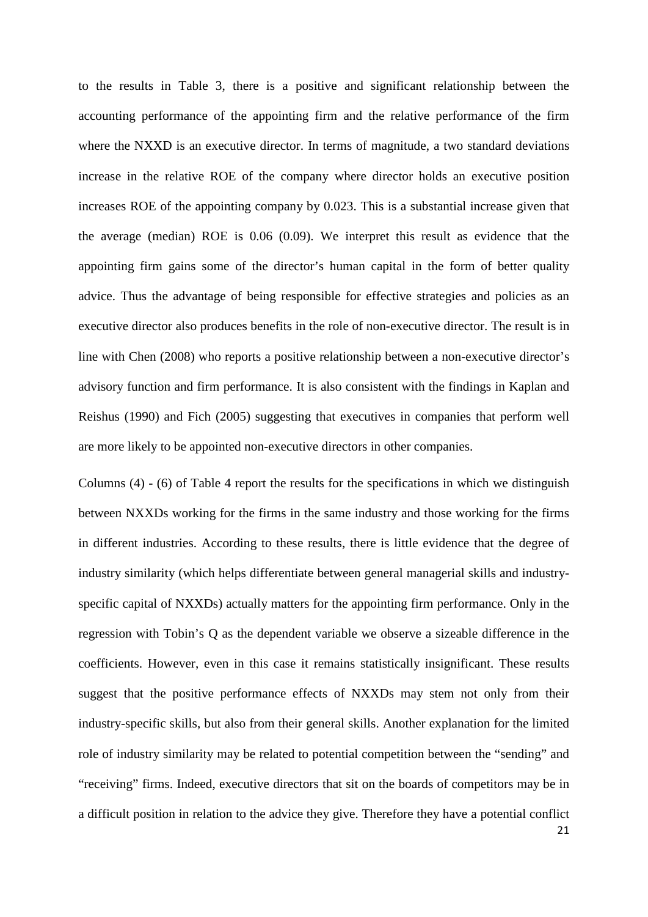to the results in Table 3, there is a positive and significant relationship between the accounting performance of the appointing firm and the relative performance of the firm where the NXXD is an executive director. In terms of magnitude, a two standard deviations increase in the relative ROE of the company where director holds an executive position increases ROE of the appointing company by 0.023. This is a substantial increase given that the average (median) ROE is 0.06 (0.09). We interpret this result as evidence that the appointing firm gains some of the director's human capital in the form of better quality advice. Thus the advantage of being responsible for effective strategies and policies as an executive director also produces benefits in the role of non-executive director. The result is in line with Chen (2008) who reports a positive relationship between a non-executive director's advisory function and firm performance. It is also consistent with the findings in Kaplan and Reishus (1990) and Fich (2005) suggesting that executives in companies that perform well are more likely to be appointed non-executive directors in other companies.

Columns (4) - (6) of Table 4 report the results for the specifications in which we distinguish between NXXDs working for the firms in the same industry and those working for the firms in different industries. According to these results, there is little evidence that the degree of industry similarity (which helps differentiate between general managerial skills and industry-specific capital of NXXDs) actually matters for the appointing firm performance. Only in the regression with Tobin's Q as the dependent variable we observe a sizeable difference in the coefficients. However, even in this case it remains statistically insignificant. These results suggest that the positive performance effects of NXXDs may stem not only from their industry-specific skills, but also from their general skills. Another explanation for the limited role of industry similarity may be related to potential competition between the "sending" and "receiving" firms. Indeed, executive directors that sit on the boards of competitors may be in a difficult position in relation to the advice they give. Therefore they have a potential conflict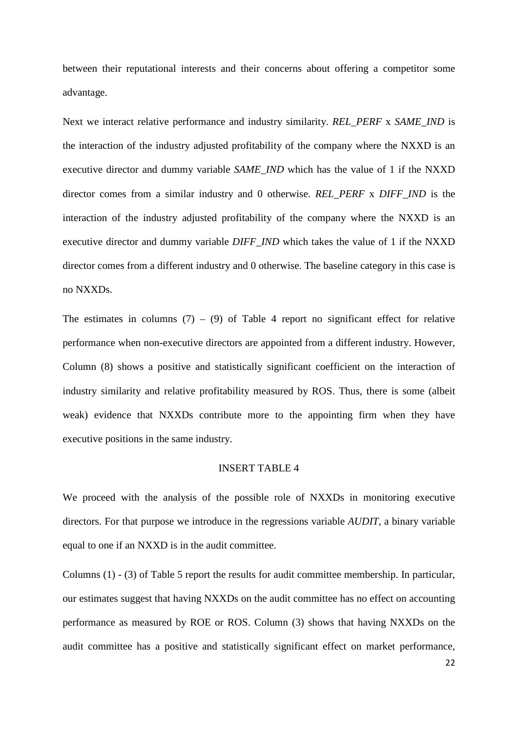between their reputational interests and their concerns about offering a competitor some advantage.

Next we interact relative performance and industry similarity. *REL_PERF* x *SAME_IND* is the interaction of the industry adjusted profitability of the company where the NXXD is an executive director and dummy variable *SAME_IND* which has the value of 1 if the NXXD director comes from a similar industry and 0 otherwise. *REL_PERF* x *DIFF_IND* is the interaction of the industry adjusted profitability of the company where the NXXD is an executive director and dummy variable *DIFF_IND* which takes the value of 1 if the NXXD director comes from a different industry and 0 otherwise. The baseline category in this case is no NXXDs.

The estimates in columns (7) – (9) of Table 4 report no significant effect for relative performance when non-executive directors are appointed from a different industry. However, Column (8) shows a positive and statistically significant coefficient on the interaction of industry similarity and relative profitability measured by ROS. Thus, there is some (albeit weak) evidence that NXXDs contribute more to the appointing firm when they have executive positions in the same industry.

INSERT TABLE 4

We proceed with the analysis of the possible role of NXXDs in monitoring executive directors. For that purpose we introduce in the regressions variable *AUDIT*, a binary variable equal to one if an NXXD is in the audit committee.

Columns (1) - (3) of Table 5 report the results for audit committee membership. In particular, our estimates suggest that having NXXDs on the audit committee has no effect on accounting performance as measured by ROE or ROS. Column (3) shows that having NXXDs on the audit committee has a positive and statistically significant effect on market performance,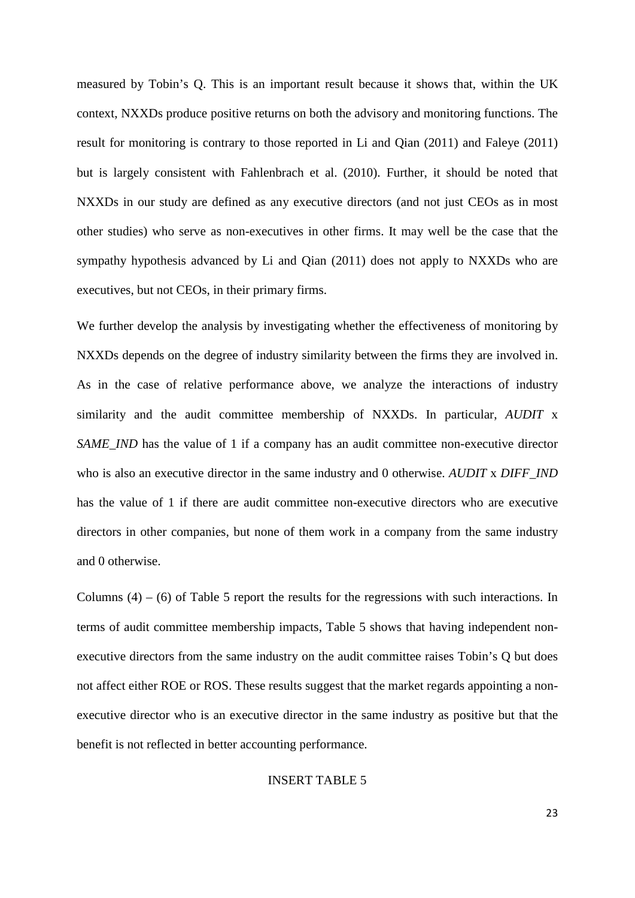measured by Tobin's Q. This is an important result because it shows that, within the UK context, NXXDs produce positive returns on both the advisory and monitoring functions. The result for monitoring is contrary to those reported in Li and Qian (2011) and Faleye (2011) but is largely consistent with Fahlenbrach et al. (2010). Further, it should be noted that NXXDs in our study are defined as any executive directors (and not just CEOs as in most other studies) who serve as non-executives in other firms. It may well be the case that the sympathy hypothesis advanced by Li and Qian (2011) does not apply to NXXDs who are executives, but not CEOs, in their primary firms.

We further develop the analysis by investigating whether the effectiveness of monitoring by NXXDs depends on the degree of industry similarity between the firms they are involved in. As in the case of relative performance above, we analyze the interactions of industry similarity and the audit committee membership of NXXDs. In particular, *AUDIT* x *SAME_IND* has the value of 1 if a company has an audit committee non-executive director who is also an executive director in the same industry and 0 otherwise. *AUDIT* x *DIFF_IND* has the value of 1 if there are audit committee non-executive directors who are executive directors in other companies, but none of them work in a company from the same industry and 0 otherwise.

Columns (4) – (6) of Table 5 report the results for the regressions with such interactions. In terms of audit committee membership impacts, Table 5 shows that having independent non-executive directors from the same industry on the audit committee raises Tobin's Q but does not affect either ROE or ROS. These results suggest that the market regards appointing a non-executive director who is an executive director in the same industry as positive but that the benefit is not reflected in better accounting performance.

INSERT TABLE 5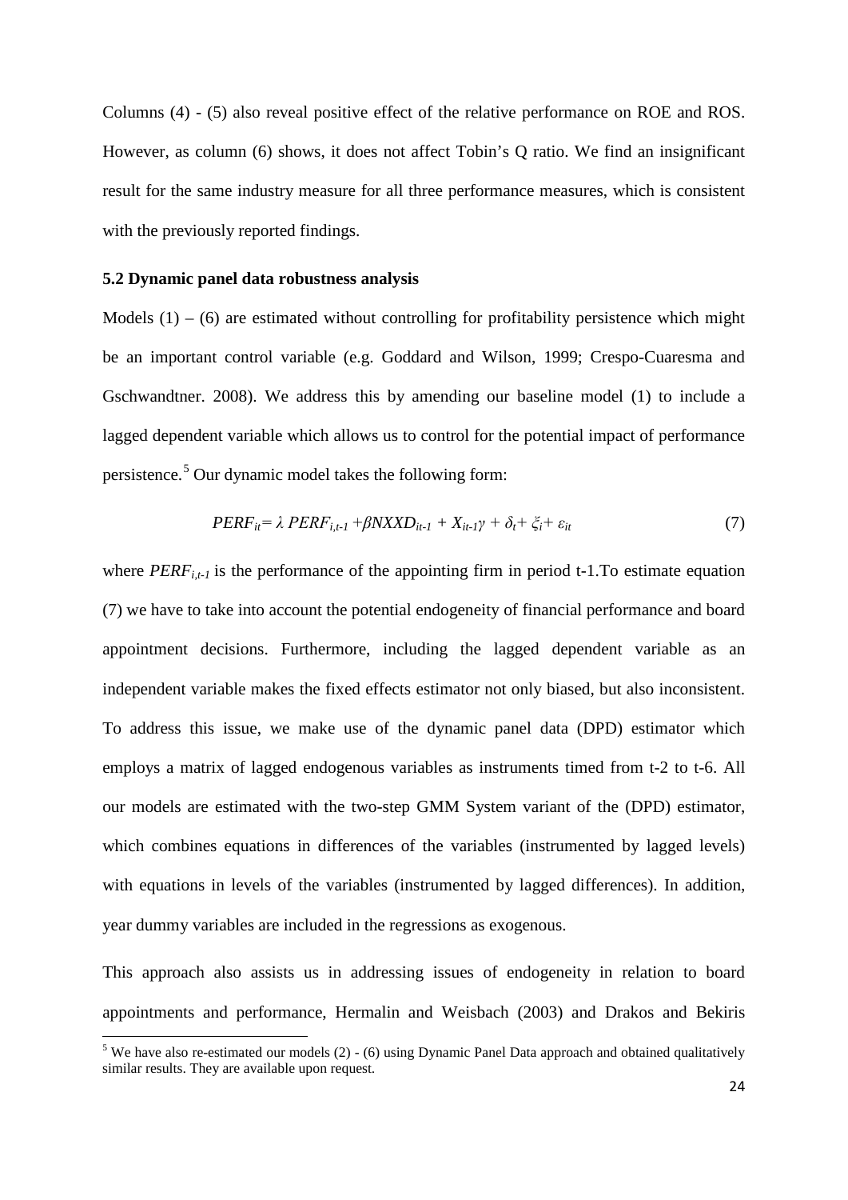Columns (4) - (5) also reveal positive effect of the relative performance on ROE and ROS. However, as column (6) shows, it does not affect Tobin's Q ratio. We find an insignificant result for the same industry measure for all three performance measures, which is consistent with the previously reported findings.

### 5.2 Dynamic panel data robustness analysis

Models (1) – (6) are estimated without controlling for profitability persistence which might be an important control variable (e.g. Goddard and Wilson, 1999; Crespo-Cuaresma and Gschwandtner. 2008). We address this by amending our baseline model (1) to include a lagged dependent variable which allows us to control for the potential impact of performance persistence.[5] Our dynamic model takes the following form:

$$PERF_{it}= \lambda\, PERF_{i,t-1} +\beta NXXD_{it-1} + X_{it-1}\gamma + \delta_t+ \xi_i+ \varepsilon_{it} \tag{7}$$

where $PERF_{i,t-1}$ is the performance of the appointing firm in period t-1.To estimate equation (7) we have to take into account the potential endogeneity of financial performance and board appointment decisions. Furthermore, including the lagged dependent variable as an independent variable makes the fixed effects estimator not only biased, but also inconsistent. To address this issue, we make use of the dynamic panel data (DPD) estimator which employs a matrix of lagged endogenous variables as instruments timed from t-2 to t-6. All our models are estimated with the two-step GMM System variant of the (DPD) estimator, which combines equations in differences of the variables (instrumented by lagged levels) with equations in levels of the variables (instrumented by lagged differences). In addition, year dummy variables are included in the regressions as exogenous.

This approach also assists us in addressing issues of endogeneity in relation to board appointments and performance, Hermalin and Weisbach (2003) and Drakos and Bekiris

[5] We have also re-estimated our models (2) - (6) using Dynamic Panel Data approach and obtained qualitatively similar results. They are available upon request.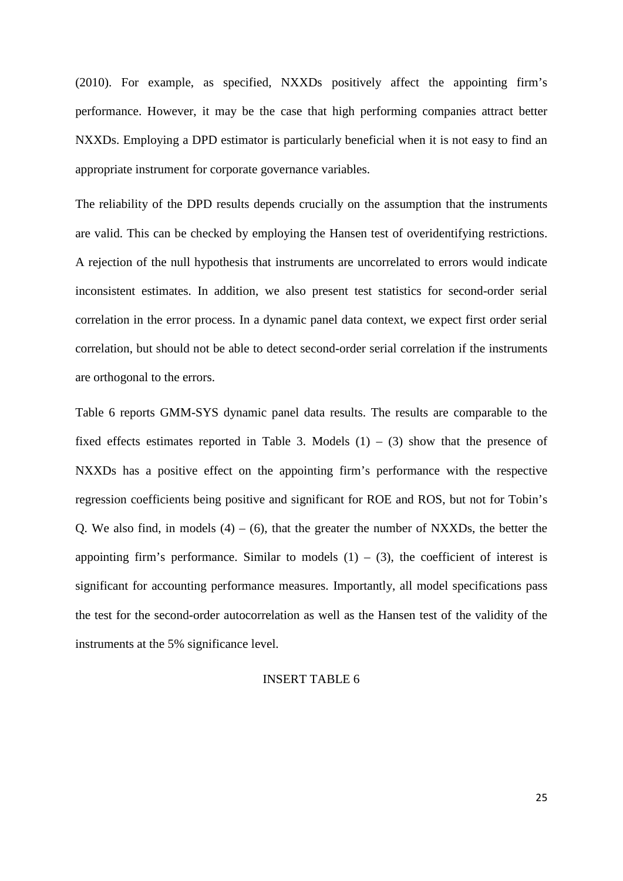(2010). For example, as specified, NXXDs positively affect the appointing firm's performance. However, it may be the case that high performing companies attract better NXXDs. Employing a DPD estimator is particularly beneficial when it is not easy to find an appropriate instrument for corporate governance variables.

The reliability of the DPD results depends crucially on the assumption that the instruments are valid. This can be checked by employing the Hansen test of overidentifying restrictions. A rejection of the null hypothesis that instruments are uncorrelated to errors would indicate inconsistent estimates. In addition, we also present test statistics for second-order serial correlation in the error process. In a dynamic panel data context, we expect first order serial correlation, but should not be able to detect second-order serial correlation if the instruments are orthogonal to the errors.

Table 6 reports GMM-SYS dynamic panel data results. The results are comparable to the fixed effects estimates reported in Table 3. Models (1) – (3) show that the presence of NXXDs has a positive effect on the appointing firm's performance with the respective regression coefficients being positive and significant for ROE and ROS, but not for Tobin's Q. We also find, in models (4) – (6), that the greater the number of NXXDs, the better the appointing firm's performance. Similar to models (1) – (3), the coefficient of interest is significant for accounting performance measures. Importantly, all model specifications pass the test for the second-order autocorrelation as well as the Hansen test of the validity of the instruments at the 5% significance level.

INSERT TABLE 6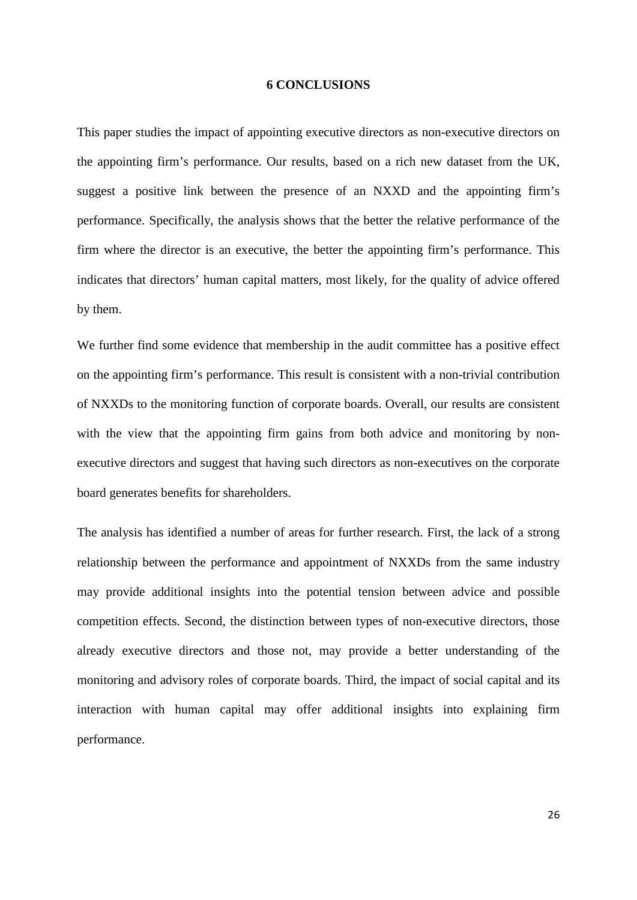## 6 CONCLUSIONS

This paper studies the impact of appointing executive directors as non-executive directors on the appointing firm's performance. Our results, based on a rich new dataset from the UK, suggest a positive link between the presence of an NXXD and the appointing firm's performance. Specifically, the analysis shows that the better the relative performance of the firm where the director is an executive, the better the appointing firm's performance. This indicates that directors' human capital matters, most likely, for the quality of advice offered by them.

We further find some evidence that membership in the audit committee has a positive effect on the appointing firm's performance. This result is consistent with a non-trivial contribution of NXXDs to the monitoring function of corporate boards. Overall, our results are consistent with the view that the appointing firm gains from both advice and monitoring by non-executive directors and suggest that having such directors as non-executives on the corporate board generates benefits for shareholders.

The analysis has identified a number of areas for further research. First, the lack of a strong relationship between the performance and appointment of NXXDs from the same industry may provide additional insights into the potential tension between advice and possible competition effects. Second, the distinction between types of non-executive directors, those already executive directors and those not, may provide a better understanding of the monitoring and advisory roles of corporate boards. Third, the impact of social capital and its interaction with human capital may offer additional insights into explaining firm performance.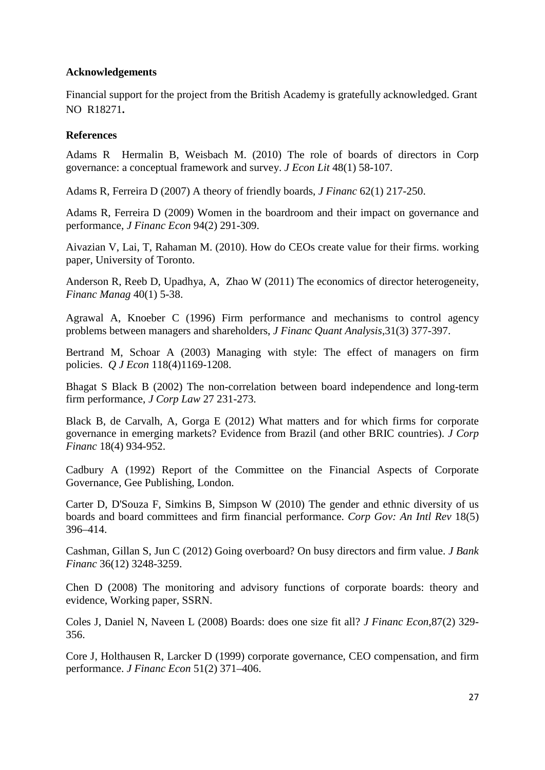**Acknowledgements**

Financial support for the project from the British Academy is gratefully acknowledged. Grant NO R18271**.**

**References**

Adams R Hermalin B, Weisbach M. (2010) The role of boards of directors in Corp governance: a conceptual framework and survey. *J Econ Lit* 48(1) 58-107.

Adams R, Ferreira D (2007) A theory of friendly boards, *J Financ* 62(1) 217-250.

Adams R, Ferreira D (2009) Women in the boardroom and their impact on governance and performance, *J Financ Econ* 94(2) 291-309.

Aivazian V, Lai, T, Rahaman M. (2010). How do CEOs create value for their firms. working paper, University of Toronto.

Anderson R, Reeb D, Upadhya, A, Zhao W (2011) The economics of director heterogeneity, *Financ Manag* 40(1) 5-38.

Agrawal A, Knoeber C (1996) Firm performance and mechanisms to control agency problems between managers and shareholders, *J Financ Quant Analysis*,31(3) 377-397.

Bertrand M, Schoar A (2003) Managing with style: The effect of managers on firm policies. *Q J Econ* 118(4)1169-1208.

Bhagat S Black B (2002) The non-correlation between board independence and long-term firm performance, *J Corp Law* 27 231-273.

Black B, de Carvalh, A, Gorga E (2012) What matters and for which firms for corporate governance in emerging markets? Evidence from Brazil (and other BRIC countries). *J Corp Financ* 18(4) 934-952.

Cadbury A (1992) Report of the Committee on the Financial Aspects of Corporate Governance, Gee Publishing, London.

Carter D, D'Souza F, Simkins B, Simpson W (2010) The gender and ethnic diversity of us boards and board committees and firm financial performance. *Corp Gov: An Intl Rev* 18(5) 396–414.

Cashman, Gillan S, Jun C (2012) Going overboard? On busy directors and firm value. *J Bank Financ* 36(12) 3248-3259.

Chen D (2008) The monitoring and advisory functions of corporate boards: theory and evidence, Working paper, SSRN.

Coles J, Daniel N, Naveen L (2008) Boards: does one size fit all? *J Financ Econ*,87(2) 329-356.

Core J, Holthausen R, Larcker D (1999) corporate governance, CEO compensation, and firm performance. *J Financ Econ* 51(2) 371–406.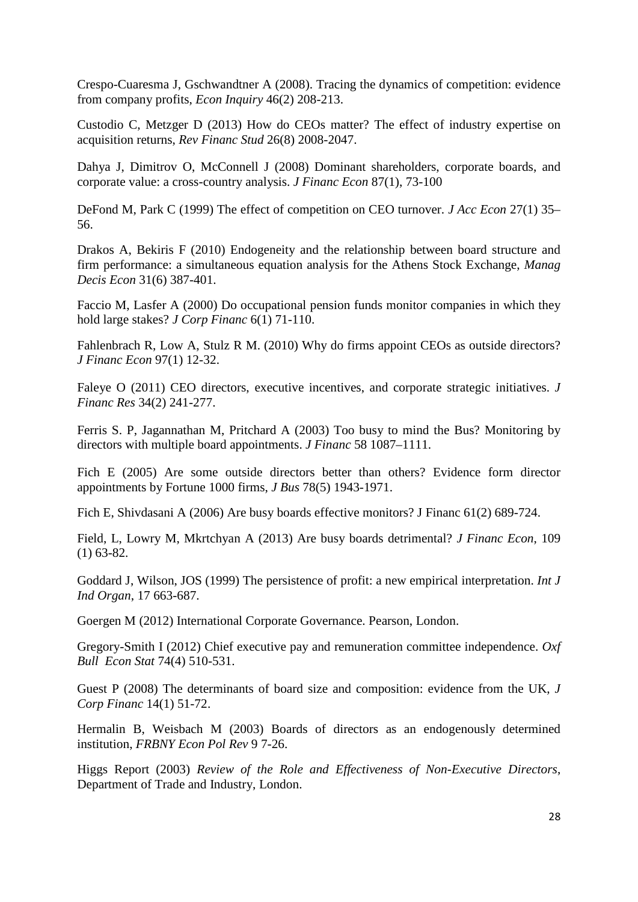Crespo-Cuaresma J, Gschwandtner A (2008). Tracing the dynamics of competition: evidence from company profits, *Econ Inquiry* 46(2) 208-213.

Custodio C, Metzger D (2013) How do CEOs matter? The effect of industry expertise on acquisition returns, *Rev Financ Stud* 26(8) 2008-2047.

Dahya J, Dimitrov O, McConnell J (2008) Dominant shareholders, corporate boards, and corporate value: a cross-country analysis. *J Financ Econ* 87(1), 73-100

DeFond M, Park C (1999) The effect of competition on CEO turnover. *J Acc Econ* 27(1) 35–56.

Drakos A, Bekiris F (2010) Endogeneity and the relationship between board structure and firm performance: a simultaneous equation analysis for the Athens Stock Exchange, *Manag Decis Econ* 31(6) 387-401.

Faccio M, Lasfer A (2000) Do occupational pension funds monitor companies in which they hold large stakes? *J Corp Financ* 6(1) 71-110.

Fahlenbrach R, Low A, Stulz R M. (2010) Why do firms appoint CEOs as outside directors? *J Financ Econ* 97(1) 12-32.

Faleye O (2011) CEO directors, executive incentives, and corporate strategic initiatives. *J Financ Res* 34(2) 241-277.

Ferris S. P, Jagannathan M, Pritchard A (2003) Too busy to mind the Bus? Monitoring by directors with multiple board appointments. *J Financ* 58 1087–1111.

Fich E (2005) Are some outside directors better than others? Evidence form director appointments by Fortune 1000 firms, *J Bus* 78(5) 1943-1971.

Fich E, Shivdasani A (2006) Are busy boards effective monitors? J Financ 61(2) 689-724.

Field, L, Lowry M, Mkrtchyan A (2013) Are busy boards detrimental? *J Financ Econ*, 109 (1) 63-82.

Goddard J, Wilson, JOS (1999) The persistence of profit: a new empirical interpretation. *Int J Ind Organ*, 17 663-687.

Goergen M (2012) International Corporate Governance. Pearson, London.

Gregory-Smith I (2012) Chief executive pay and remuneration committee independence. *Oxf Bull Econ Stat* 74(4) 510-531.

Guest P (2008) The determinants of board size and composition: evidence from the UK, *J Corp Financ* 14(1) 51-72.

Hermalin B, Weisbach M (2003) Boards of directors as an endogenously determined institution, *FRBNY Econ Pol Rev* 9 7-26.

Higgs Report (2003) *Review of the Role and Effectiveness of Non-Executive Directors*, Department of Trade and Industry, London.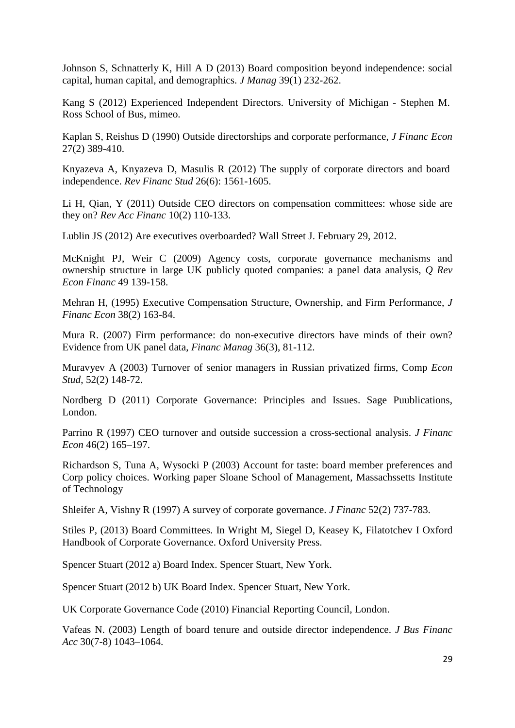Johnson S, Schnatterly K, Hill A D (2013) Board composition beyond independence: social capital, human capital, and demographics. *J Manag* 39(1) 232-262.

Kang S (2012) Experienced Independent Directors. University of Michigan - Stephen M. Ross School of Bus, mimeo.

Kaplan S, Reishus D (1990) Outside directorships and corporate performance, *J Financ Econ* 27(2) 389-410.

Knyazeva A, Knyazeva D, Masulis R (2012) The supply of corporate directors and board independence. *Rev Financ Stud* 26(6): 1561-1605.

Li H, Qian, Y (2011) Outside CEO directors on compensation committees: whose side are they on? *Rev Acc Financ* 10(2) 110-133.

Lublin JS (2012) Are executives overboarded? Wall Street J. February 29, 2012.

McKnight PJ, Weir C (2009) Agency costs, corporate governance mechanisms and ownership structure in large UK publicly quoted companies: a panel data analysis, *Q Rev Econ Financ* 49 139-158.

Mehran H, (1995) Executive Compensation Structure, Ownership, and Firm Performance, *J Financ Econ* 38(2) 163-84.

Mura R. (2007) Firm performance: do non-executive directors have minds of their own? Evidence from UK panel data, *Financ Manag* 36(3), 81-112.

Muravyev A (2003) Turnover of senior managers in Russian privatized firms, Comp *Econ Stud*, 52(2) 148-72.

Nordberg D (2011) Corporate Governance: Principles and Issues. Sage Puublications, London.

Parrino R (1997) CEO turnover and outside succession a cross-sectional analysis. *J Financ Econ* 46(2) 165–197.

Richardson S, Tuna A, Wysocki P (2003) Account for taste: board member preferences and Corp policy choices. Working paper Sloane School of Management, Massachssetts Institute of Technology

Shleifer A, Vishny R (1997) A survey of corporate governance. *J Financ* 52(2) 737-783.

Stiles P, (2013) Board Committees. In Wright M, Siegel D, Keasey K, Filatotchev I Oxford Handbook of Corporate Governance. Oxford University Press.

Spencer Stuart (2012 a) Board Index. Spencer Stuart, New York.

Spencer Stuart (2012 b) UK Board Index. Spencer Stuart, New York.

UK Corporate Governance Code (2010) Financial Reporting Council, London.

Vafeas N. (2003) Length of board tenure and outside director independence. *J Bus Financ Acc* 30(7-8) 1043–1064.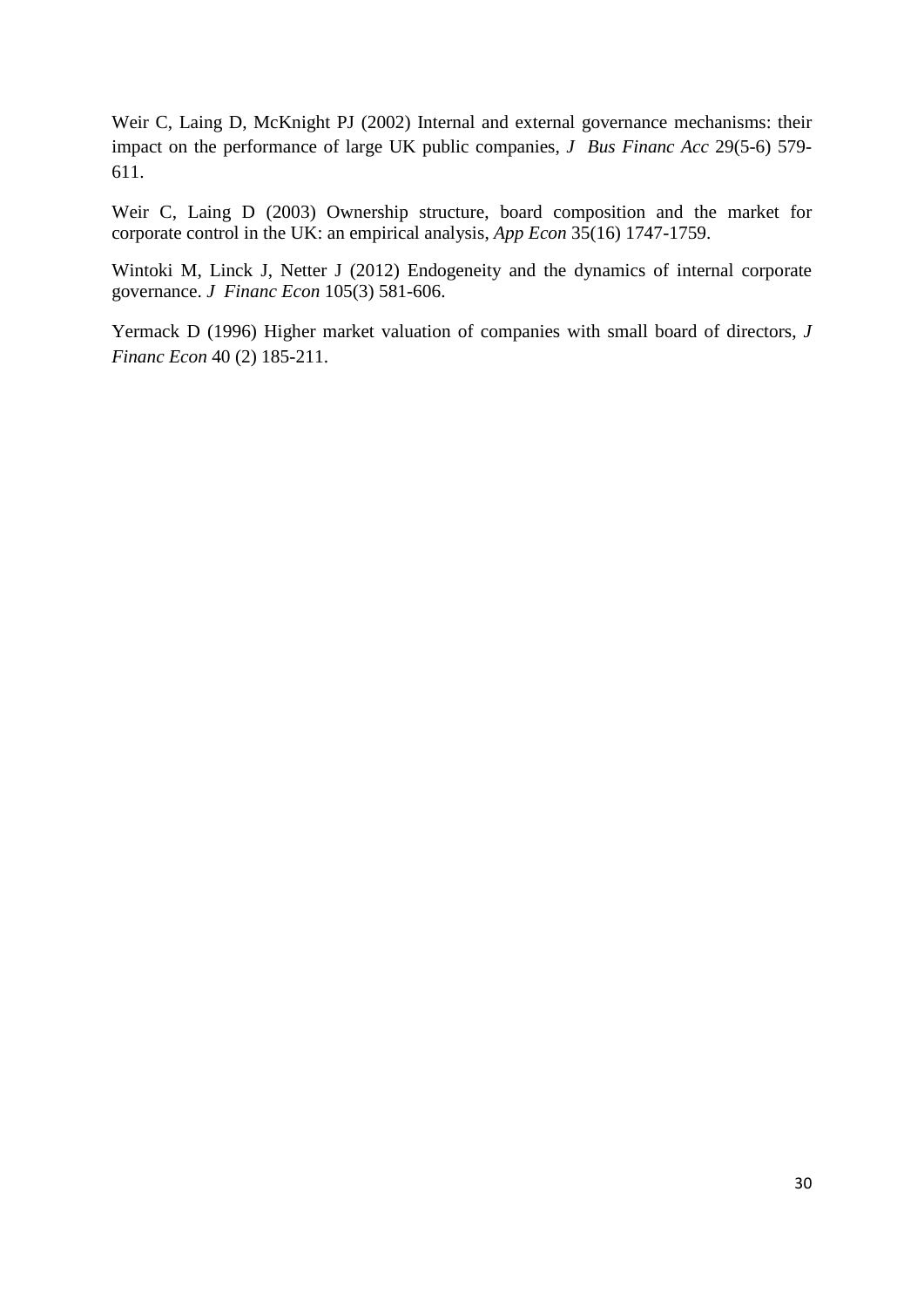Weir C, Laing D, McKnight PJ (2002) Internal and external governance mechanisms: their impact on the performance of large UK public companies, *J Bus Financ Acc* 29(5-6) 579-611.

Weir C, Laing D (2003) Ownership structure, board composition and the market for corporate control in the UK: an empirical analysis, *App Econ* 35(16) 1747-1759.

Wintoki M, Linck J, Netter J (2012) Endogeneity and the dynamics of internal corporate governance. *J Financ Econ* 105(3) 581-606.

Yermack D (1996) Higher market valuation of companies with small board of directors, *J Financ Econ* 40 (2) 185-211.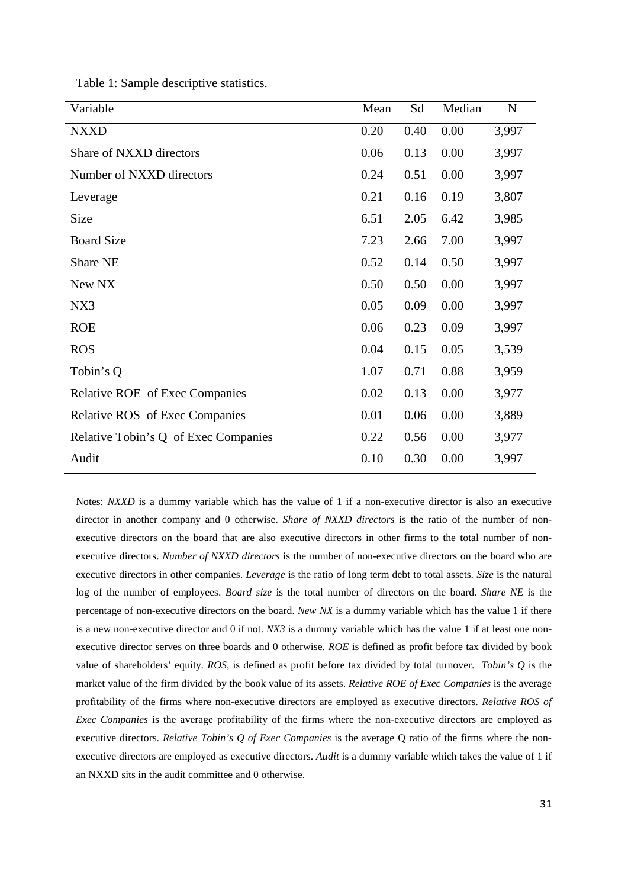Table 1: Sample descriptive statistics.

| Variable | Mean | Sd | Median | N |
|---|---|---|---|---|
| NXXD | 0.20 | 0.40 | 0.00 | 3,997 |
| Share of NXXD directors | 0.06 | 0.13 | 0.00 | 3,997 |
| Number of NXXD directors | 0.24 | 0.51 | 0.00 | 3,997 |
| Leverage | 0.21 | 0.16 | 0.19 | 3,807 |
| Size | 6.51 | 2.05 | 6.42 | 3,985 |
| Board Size | 7.23 | 2.66 | 7.00 | 3,997 |
| Share NE | 0.52 | 0.14 | 0.50 | 3,997 |
| New NX | 0.50 | 0.50 | 0.00 | 3,997 |
| NX3 | 0.05 | 0.09 | 0.00 | 3,997 |
| ROE | 0.06 | 0.23 | 0.09 | 3,997 |
| ROS | 0.04 | 0.15 | 0.05 | 3,539 |
| Tobin's Q | 1.07 | 0.71 | 0.88 | 3,959 |
| Relative ROE of Exec Companies | 0.02 | 0.13 | 0.00 | 3,977 |
| Relative ROS of Exec Companies | 0.01 | 0.06 | 0.00 | 3,889 |
| Relative Tobin's Q of Exec Companies | 0.22 | 0.56 | 0.00 | 3,977 |
| Audit | 0.10 | 0.30 | 0.00 | 3,997 |

Notes: *NXXD* is a dummy variable which has the value of 1 if a non-executive director is also an executive director in another company and 0 otherwise. *Share of NXXD directors* is the ratio of the number of non-executive directors on the board that are also executive directors in other firms to the total number of non-executive directors. *Number of NXXD directors* is the number of non-executive directors on the board who are executive directors in other companies. *Leverage* is the ratio of long term debt to total assets. *Size* is the natural log of the number of employees. *Board size* is the total number of directors on the board. *Share NE* is the percentage of non-executive directors on the board. *New NX* is a dummy variable which has the value 1 if there is a new non-executive director and 0 if not. *NX3* is a dummy variable which has the value 1 if at least one non-executive director serves on three boards and 0 otherwise. *ROE* is defined as profit before tax divided by book value of shareholders' equity. *ROS*, is defined as profit before tax divided by total turnover. *Tobin's Q* is the market value of the firm divided by the book value of its assets. *Relative ROE of Exec Companies* is the average profitability of the firms where non-executive directors are employed as executive directors. *Relative ROS of Exec Companies* is the average profitability of the firms where the non-executive directors are employed as executive directors. *Relative Tobin's Q of Exec Companies* is the average Q ratio of the firms where the non-executive directors are employed as executive directors. *Audit* is a dummy variable which takes the value of 1 if an NXXD sits in the audit committee and 0 otherwise.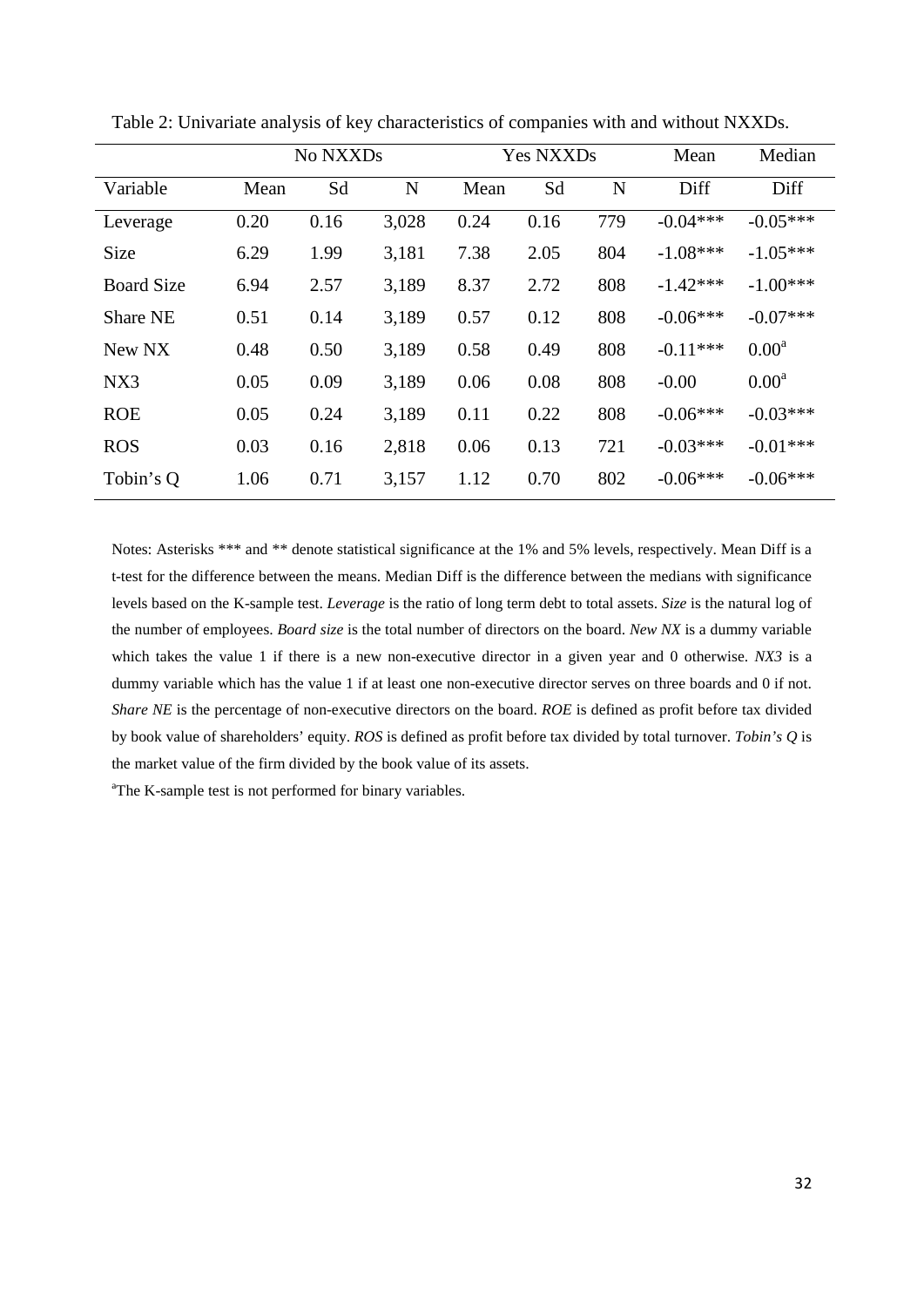Table 2: Univariate analysis of key characteristics of companies with and without NXXDs.

| | No NXXDs | | | Yes NXXDs | | | Mean | Median |
|---|---|---|---|---|---|---|---|---|
| Variable | Mean | Sd | N | Mean | Sd | N | Diff | Diff |
| Leverage | 0.20 | 0.16 | 3,028 | 0.24 | 0.16 | 779 | -0.04*** | -0.05*** |
| Size | 6.29 | 1.99 | 3,181 | 7.38 | 2.05 | 804 | -1.08*** | -1.05*** |
| Board Size | 6.94 | 2.57 | 3,189 | 8.37 | 2.72 | 808 | -1.42*** | -1.00*** |
| Share NE | 0.51 | 0.14 | 3,189 | 0.57 | 0.12 | 808 | -0.06*** | -0.07*** |
| New NX | 0.48 | 0.50 | 3,189 | 0.58 | 0.49 | 808 | -0.11*** | 0.00[a] |
| NX3 | 0.05 | 0.09 | 3,189 | 0.06 | 0.08 | 808 | -0.00 | 0.00[a] |
| ROE | 0.05 | 0.24 | 3,189 | 0.11 | 0.22 | 808 | -0.06*** | -0.03*** |
| ROS | 0.03 | 0.16 | 2,818 | 0.06 | 0.13 | 721 | -0.03*** | -0.01*** |
| Tobin's Q | 1.06 | 0.71 | 3,157 | 1.12 | 0.70 | 802 | -0.06*** | -0.06*** |

Notes: Asterisks *** and ** denote statistical significance at the 1% and 5% levels, respectively. Mean Diff is a t-test for the difference between the means. Median Diff is the difference between the medians with significance levels based on the K-sample test. *Leverage* is the ratio of long term debt to total assets. *Size* is the natural log of the number of employees. *Board size* is the total number of directors on the board. *New NX* is a dummy variable which takes the value 1 if there is a new non-executive director in a given year and 0 otherwise. *NX3* is a dummy variable which has the value 1 if at least one non-executive director serves on three boards and 0 if not. *Share NE* is the percentage of non-executive directors on the board. *ROE* is defined as profit before tax divided by book value of shareholders' equity. *ROS* is defined as profit before tax divided by total turnover. *Tobin's Q* is the market value of the firm divided by the book value of its assets.

[a]The K-sample test is not performed for binary variables.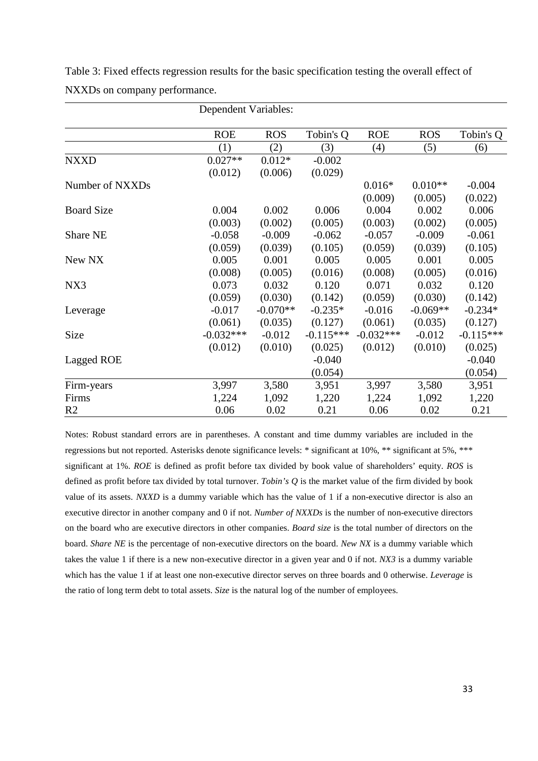Table 3: Fixed effects regression results for the basic specification testing the overall effect of NXXDs on company performance.

| | Dependent Variables: | | | | | |
|---|---|---|---|---|---|---|
| | ROE | ROS | Tobin's Q | ROE | ROS | Tobin's Q |
| | (1) | (2) | (3) | (4) | (5) | (6) |
| NXXD | 0.027** | 0.012* | -0.002 | | | |
| | (0.012) | (0.006) | (0.029) | | | |
| Number of NXXDs | | | | 0.016* | 0.010** | -0.004 |
| | | | | (0.009) | (0.005) | (0.022) |
| Board Size | 0.004 | 0.002 | 0.006 | 0.004 | 0.002 | 0.006 |
| | (0.003) | (0.002) | (0.005) | (0.003) | (0.002) | (0.005) |
| Share NE | -0.058 | -0.009 | -0.062 | -0.057 | -0.009 | -0.061 |
| | (0.059) | (0.039) | (0.105) | (0.059) | (0.039) | (0.105) |
| New NX | 0.005 | 0.001 | 0.005 | 0.005 | 0.001 | 0.005 |
| | (0.008) | (0.005) | (0.016) | (0.008) | (0.005) | (0.016) |
| NX3 | 0.073 | 0.032 | 0.120 | 0.071 | 0.032 | 0.120 |
| | (0.059) | (0.030) | (0.142) | (0.059) | (0.030) | (0.142) |
| Leverage | -0.017 | -0.070** | -0.235* | -0.016 | -0.069** | -0.234* |
| | (0.061) | (0.035) | (0.127) | (0.061) | (0.035) | (0.127) |
| Size | -0.032*** | -0.012 | -0.115*** | -0.032*** | -0.012 | -0.115*** |
| | (0.012) | (0.010) | (0.025) | (0.012) | (0.010) | (0.025) |
| Lagged ROE | | | -0.040 | | | -0.040 |
| | | | (0.054) | | | (0.054) |
| Firm-years | 3,997 | 3,580 | 3,951 | 3,997 | 3,580 | 3,951 |
| Firms | 1,224 | 1,092 | 1,220 | 1,224 | 1,092 | 1,220 |
| R2 | 0.06 | 0.02 | 0.21 | 0.06 | 0.02 | 0.21 |

Notes: Robust standard errors are in parentheses. A constant and time dummy variables are included in the regressions but not reported. Asterisks denote significance levels: * significant at 10%, ** significant at 5%, *** significant at 1%. *ROE* is defined as profit before tax divided by book value of shareholders' equity. *ROS* is defined as profit before tax divided by total turnover. *Tobin's Q* is the market value of the firm divided by book value of its assets. *NXXD* is a dummy variable which has the value of 1 if a non-executive director is also an executive director in another company and 0 if not. *Number of NXXDs* is the number of non-executive directors on the board who are executive directors in other companies. *Board size* is the total number of directors on the board. *Share NE* is the percentage of non-executive directors on the board. *New NX* is a dummy variable which takes the value 1 if there is a new non-executive director in a given year and 0 if not. *NX3* is a dummy variable which has the value 1 if at least one non-executive director serves on three boards and 0 otherwise. *Leverage* is the ratio of long term debt to total assets. *Size* is the natural log of the number of employees.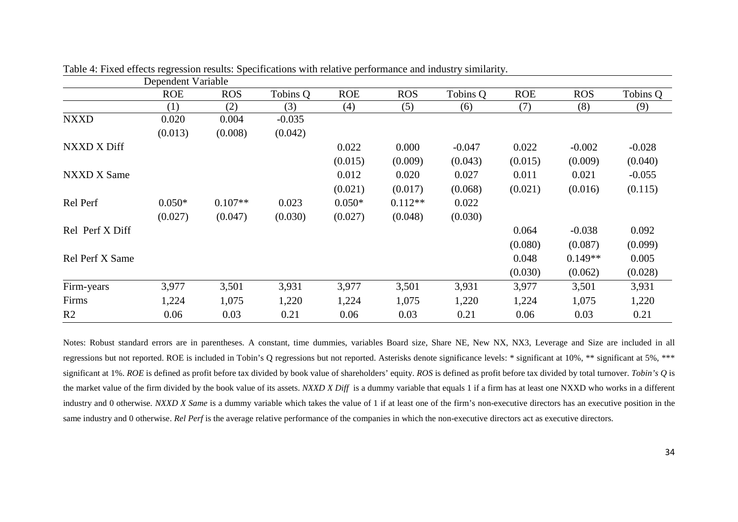Table 4: Fixed effects regression results: Specifications with relative performance and industry similarity.

| | Dependent Variable | | | | | | | | |
|---|---|---|---|---|---|---|---|---|---|
| | ROE | ROS | Tobins Q | ROE | ROS | Tobins Q | ROE | ROS | Tobins Q |
| | (1) | (2) | (3) | (4) | (5) | (6) | (7) | (8) | (9) |
| NXXD | 0.020 | 0.004 | -0.035 | | | | | | |
| | (0.013) | (0.008) | (0.042) | | | | | | |
| NXXD X Diff | | | | 0.022 | 0.000 | -0.047 | 0.022 | -0.002 | -0.028 |
| | | | | (0.015) | (0.009) | (0.043) | (0.015) | (0.009) | (0.040) |
| NXXD X Same | | | | 0.012 | 0.020 | 0.027 | 0.011 | 0.021 | -0.055 |
| | | | | (0.021) | (0.017) | (0.068) | (0.021) | (0.016) | (0.115) |
| Rel Perf | 0.050* | 0.107** | 0.023 | 0.050* | 0.112** | 0.022 | | | |
| | (0.027) | (0.047) | (0.030) | (0.027) | (0.048) | (0.030) | | | |
| Rel Perf X Diff | | | | | | | 0.064 | -0.038 | 0.092 |
| | | | | | | | (0.080) | (0.087) | (0.099) |
| Rel Perf X Same | | | | | | | 0.048 | 0.149** | 0.005 |
| | | | | | | | (0.030) | (0.062) | (0.028) |
| Firm-years | 3,977 | 3,501 | 3,931 | 3,977 | 3,501 | 3,931 | 3,977 | 3,501 | 3,931 |
| Firms | 1,224 | 1,075 | 1,220 | 1,224 | 1,075 | 1,220 | 1,224 | 1,075 | 1,220 |
| R2 | 0.06 | 0.03 | 0.21 | 0.06 | 0.03 | 0.21 | 0.06 | 0.03 | 0.21 |

Notes: Robust standard errors are in parentheses. A constant, time dummies, variables Board size, Share NE, New NX, NX3, Leverage and Size are included in all regressions but not reported. ROE is included in Tobin's Q regressions but not reported. Asterisks denote significance levels: * significant at 10%, ** significant at 5%, *** significant at 1%. *ROE* is defined as profit before tax divided by book value of shareholders' equity. *ROS* is defined as profit before tax divided by total turnover. *Tobin's Q* is the market value of the firm divided by the book value of its assets. *NXXD X Diff* is a dummy variable that equals 1 if a firm has at least one NXXD who works in a different industry and 0 otherwise. *NXXD X Same* is a dummy variable which takes the value of 1 if at least one of the firm's non-executive directors has an executive position in the same industry and 0 otherwise. *Rel Perf* is the average relative performance of the companies in which the non-executive directors act as executive directors.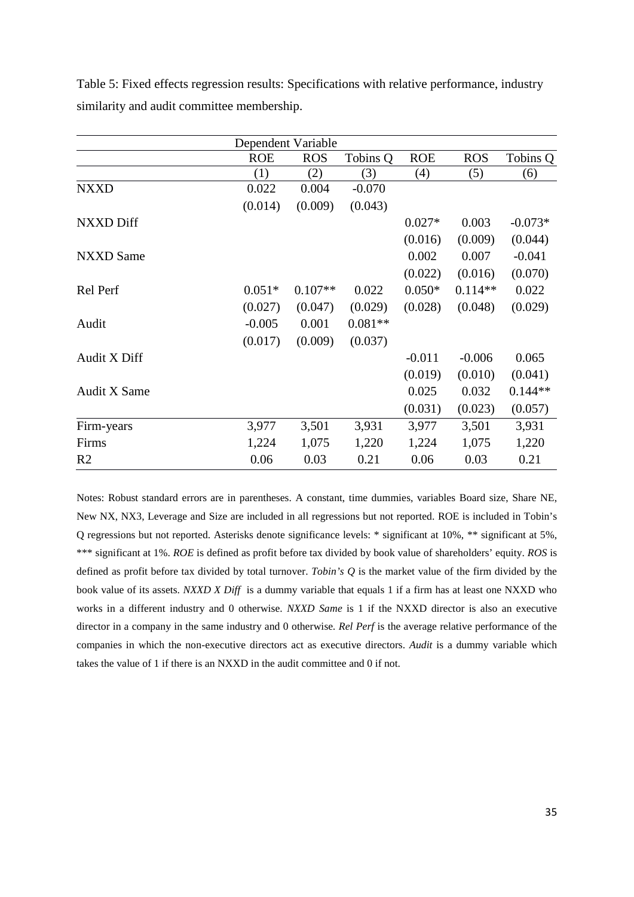Table 5: Fixed effects regression results: Specifications with relative performance, industry similarity and audit committee membership.

| | Dependent Variable | | | | | |
|---|---|---|---|---|---|---|
| | ROE | ROS | Tobins Q | ROE | ROS | Tobins Q |
| | (1) | (2) | (3) | (4) | (5) | (6) |
| NXXD | 0.022 | 0.004 | -0.070 | | | |
| | (0.014) | (0.009) | (0.043) | | | |
| NXXD Diff | | | | 0.027* | 0.003 | -0.073* |
| | | | | (0.016) | (0.009) | (0.044) |
| NXXD Same | | | | 0.002 | 0.007 | -0.041 |
| | | | | (0.022) | (0.016) | (0.070) |
| Rel Perf | 0.051* | 0.107** | 0.022 | 0.050* | 0.114** | 0.022 |
| | (0.027) | (0.047) | (0.029) | (0.028) | (0.048) | (0.029) |
| Audit | -0.005 | 0.001 | 0.081** | | | |
| | (0.017) | (0.009) | (0.037) | | | |
| Audit X Diff | | | | -0.011 | -0.006 | 0.065 |
| | | | | (0.019) | (0.010) | (0.041) |
| Audit X Same | | | | 0.025 | 0.032 | 0.144** |
| | | | | (0.031) | (0.023) | (0.057) |
| Firm-years | 3,977 | 3,501 | 3,931 | 3,977 | 3,501 | 3,931 |
| Firms | 1,224 | 1,075 | 1,220 | 1,224 | 1,075 | 1,220 |
| R2 | 0.06 | 0.03 | 0.21 | 0.06 | 0.03 | 0.21 |

Notes: Robust standard errors are in parentheses. A constant, time dummies, variables Board size, Share NE, New NX, NX3, Leverage and Size are included in all regressions but not reported. ROE is included in Tobin's Q regressions but not reported. Asterisks denote significance levels: * significant at 10%, ** significant at 5%, *** significant at 1%. *ROE* is defined as profit before tax divided by book value of shareholders' equity. *ROS* is defined as profit before tax divided by total turnover. *Tobin's Q* is the market value of the firm divided by the book value of its assets. *NXXD X Diff* is a dummy variable that equals 1 if a firm has at least one NXXD who works in a different industry and 0 otherwise. *NXXD Same* is 1 if the NXXD director is also an executive director in a company in the same industry and 0 otherwise. *Rel Perf* is the average relative performance of the companies in which the non-executive directors act as executive directors. *Audit* is a dummy variable which takes the value of 1 if there is an NXXD in the audit committee and 0 if not.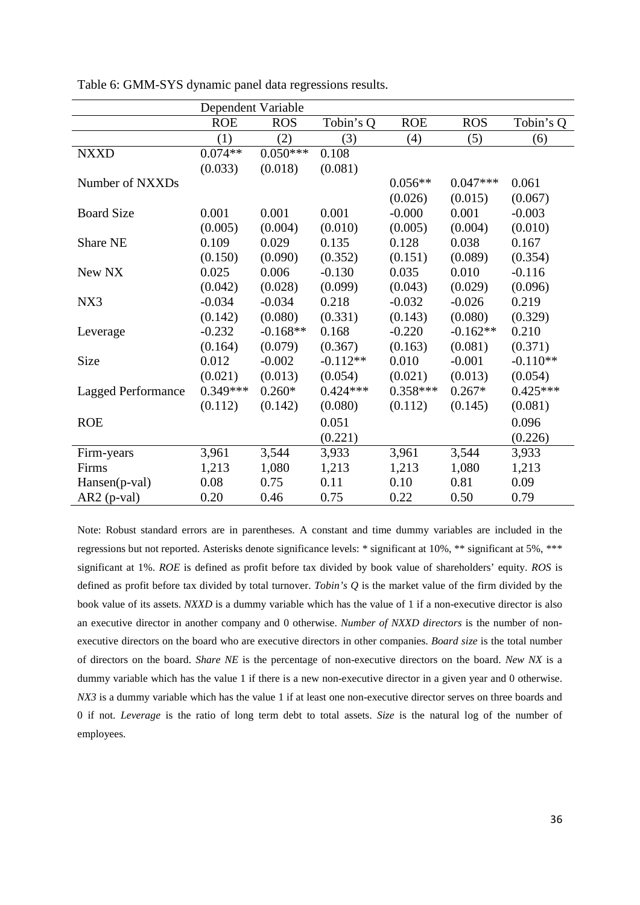Table 6: GMM-SYS dynamic panel data regressions results.

| | Dependent Variable | | | | | |
|---|---|---|---|---|---|---|
| | ROE | ROS | Tobin's Q | ROE | ROS | Tobin's Q |
| | (1) | (2) | (3) | (4) | (5) | (6) |
| NXXD | 0.074** | 0.050*** | 0.108 | | | |
| | (0.033) | (0.018) | (0.081) | | | |
| Number of NXXDs | | | | 0.056** | 0.047*** | 0.061 |
| | | | | (0.026) | (0.015) | (0.067) |
| Board Size | 0.001 | 0.001 | 0.001 | -0.000 | 0.001 | -0.003 |
| | (0.005) | (0.004) | (0.010) | (0.005) | (0.004) | (0.010) |
| Share NE | 0.109 | 0.029 | 0.135 | 0.128 | 0.038 | 0.167 |
| | (0.150) | (0.090) | (0.352) | (0.151) | (0.089) | (0.354) |
| New NX | 0.025 | 0.006 | -0.130 | 0.035 | 0.010 | -0.116 |
| | (0.042) | (0.028) | (0.099) | (0.043) | (0.029) | (0.096) |
| NX3 | -0.034 | -0.034 | 0.218 | -0.032 | -0.026 | 0.219 |
| | (0.142) | (0.080) | (0.331) | (0.143) | (0.080) | (0.329) |
| Leverage | -0.232 | -0.168** | 0.168 | -0.220 | -0.162** | 0.210 |
| | (0.164) | (0.079) | (0.367) | (0.163) | (0.081) | (0.371) |
| Size | 0.012 | -0.002 | -0.112** | 0.010 | -0.001 | -0.110** |
| | (0.021) | (0.013) | (0.054) | (0.021) | (0.013) | (0.054) |
| Lagged Performance | 0.349*** | 0.260* | 0.424*** | 0.358*** | 0.267* | 0.425*** |
| | (0.112) | (0.142) | (0.080) | (0.112) | (0.145) | (0.081) |
| ROE | | | 0.051 | | | 0.096 |
| | | | (0.221) | | | (0.226) |
| Firm-years | 3,961 | 3,544 | 3,933 | 3,961 | 3,544 | 3,933 |
| Firms | 1,213 | 1,080 | 1,213 | 1,213 | 1,080 | 1,213 |
| Hansen(p-val) | 0.08 | 0.75 | 0.11 | 0.10 | 0.81 | 0.09 |
| AR2 (p-val) | 0.20 | 0.46 | 0.75 | 0.22 | 0.50 | 0.79 |

Note: Robust standard errors are in parentheses. A constant and time dummy variables are included in the regressions but not reported. Asterisks denote significance levels: * significant at 10%, ** significant at 5%, *** significant at 1%. *ROE* is defined as profit before tax divided by book value of shareholders' equity. *ROS* is defined as profit before tax divided by total turnover. *Tobin's Q* is the market value of the firm divided by the book value of its assets. *NXXD* is a dummy variable which has the value of 1 if a non-executive director is also an executive director in another company and 0 otherwise. *Number of NXXD directors* is the number of non-executive directors on the board who are executive directors in other companies. *Board size* is the total number of directors on the board. *Share NE* is the percentage of non-executive directors on the board. *New NX* is a dummy variable which has the value 1 if there is a new non-executive director in a given year and 0 otherwise. *NX3* is a dummy variable which has the value 1 if at least one non-executive director serves on three boards and 0 if not. *Leverage* is the ratio of long term debt to total assets. *Size* is the natural log of the number of employees.